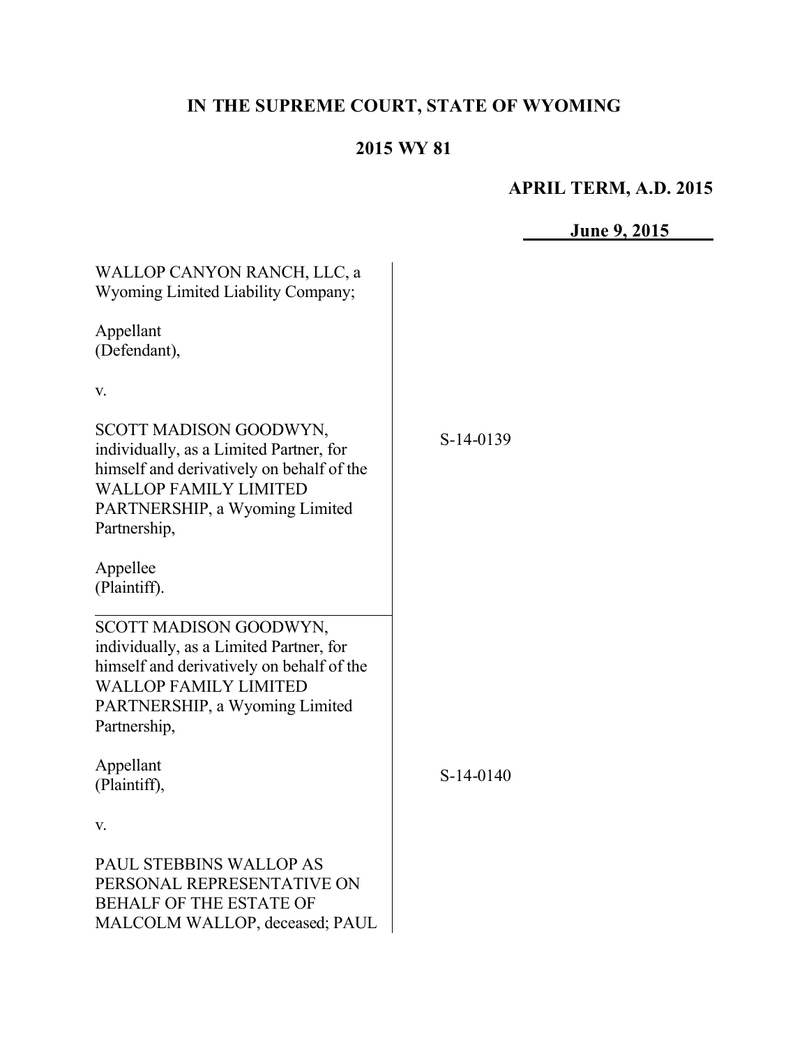# IN THE SUPREME COURT, STATE OF WYOMING

## 2015 WY 81

**APRIL TERM, A.D. 2015**

**June 9, 2015**

| | |
|---|---|
| WALLOP CANYON RANCH, LLC, a Wyoming Limited Liability Company;<br><br>Appellant<br>(Defendant),<br><br>v.<br><br>SCOTT MADISON GOODWYN, individually, as a Limited Partner, for himself and derivatively on behalf of the WALLOP FAMILY LIMITED PARTNERSHIP, a Wyoming Limited Partnership,<br><br>Appellee<br>(Plaintiff). | S-14-0139 |
| SCOTT MADISON GOODWYN, individually, as a Limited Partner, for himself and derivatively on behalf of the WALLOP FAMILY LIMITED PARTNERSHIP, a Wyoming Limited Partnership,<br><br>Appellant<br>(Plaintiff),<br><br>v.<br><br>PAUL STEBBINS WALLOP AS PERSONAL REPRESENTATIVE ON BEHALF OF THE ESTATE OF MALCOLM WALLOP, deceased; PAUL | S-14-0140 |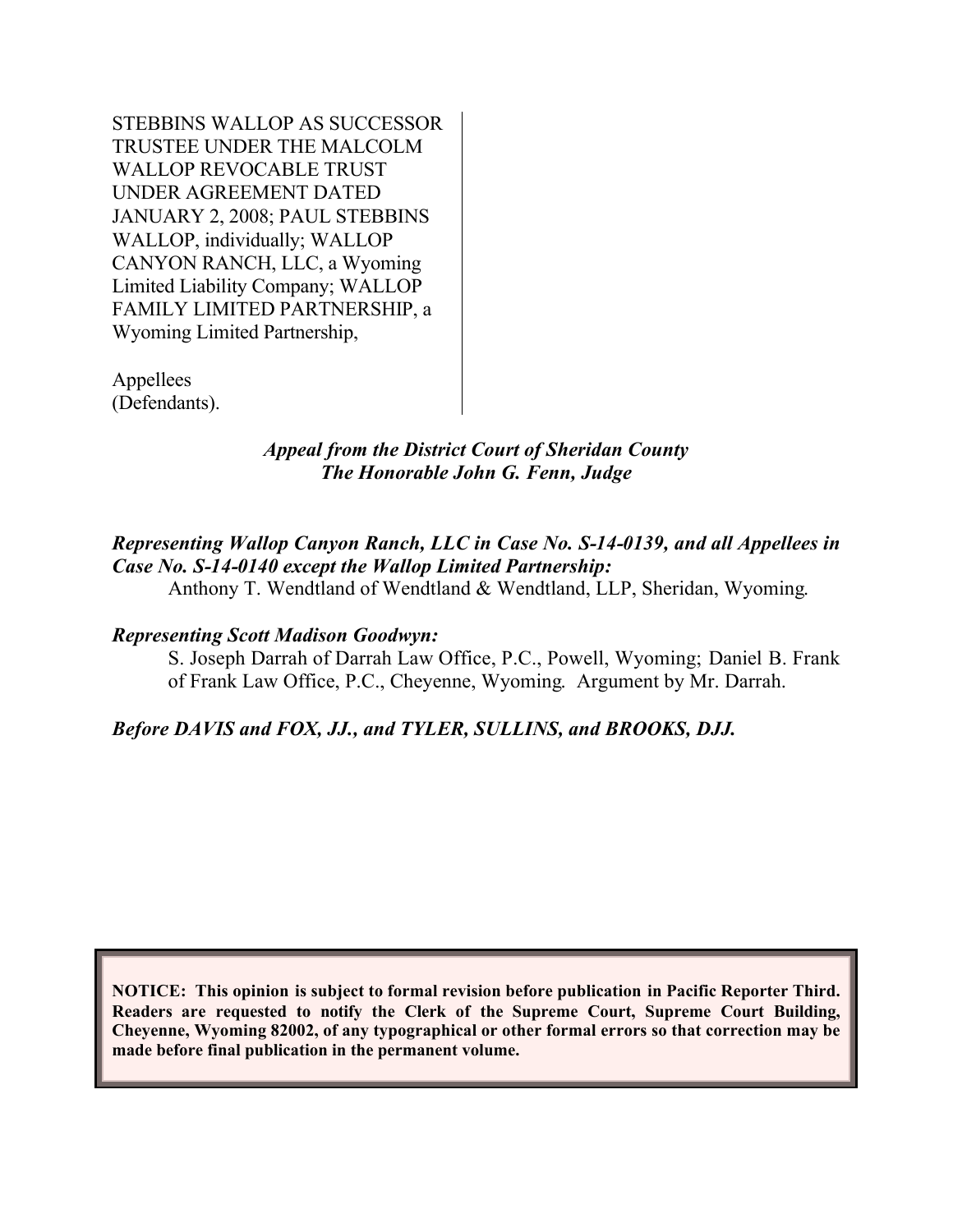STEBBINS WALLOP AS SUCCESSOR TRUSTEE UNDER THE MALCOLM WALLOP REVOCABLE TRUST UNDER AGREEMENT DATED JANUARY 2, 2008; PAUL STEBBINS WALLOP, individually; WALLOP CANYON RANCH, LLC, a Wyoming Limited Liability Company; WALLOP FAMILY LIMITED PARTNERSHIP, a Wyoming Limited Partnership,

Appellees
(Defendants).

*Appeal from the District Court of Sheridan County*
*The Honorable John G. Fenn, Judge*

***Representing Wallop Canyon Ranch, LLC in Case No. S-14-0139, and all Appellees in Case No. S-14-0140 except the Wallop Limited Partnership:***
Anthony T. Wendtland of Wendtland & Wendtland, LLP, Sheridan, Wyoming.

***Representing Scott Madison Goodwyn:***
S. Joseph Darrah of Darrah Law Office, P.C., Powell, Wyoming; Daniel B. Frank of Frank Law Office, P.C., Cheyenne, Wyoming. Argument by Mr. Darrah.

***Before DAVIS and FOX, JJ., and TYLER, SULLINS, and BROOKS, DJJ.***

**NOTICE: This opinion is subject to formal revision before publication in Pacific Reporter Third. Readers are requested to notify the Clerk of the Supreme Court, Supreme Court Building, Cheyenne, Wyoming 82002, of any typographical or other formal errors so that correction may be made before final publication in the permanent volume.**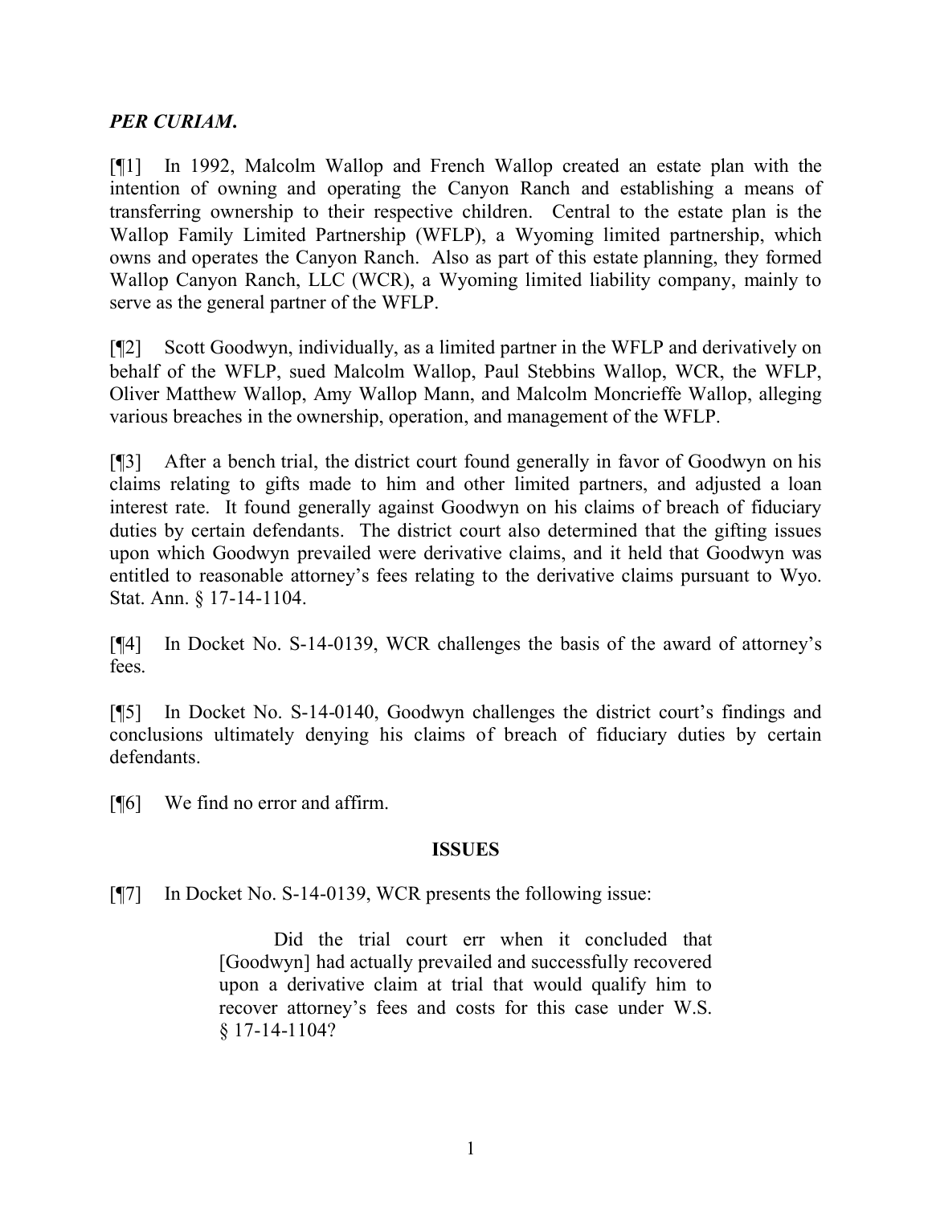***PER CURIAM.***

[¶1] In 1992, Malcolm Wallop and French Wallop created an estate plan with the intention of owning and operating the Canyon Ranch and establishing a means of transferring ownership to their respective children. Central to the estate plan is the Wallop Family Limited Partnership (WFLP), a Wyoming limited partnership, which owns and operates the Canyon Ranch. Also as part of this estate planning, they formed Wallop Canyon Ranch, LLC (WCR), a Wyoming limited liability company, mainly to serve as the general partner of the WFLP.

[¶2] Scott Goodwyn, individually, as a limited partner in the WFLP and derivatively on behalf of the WFLP, sued Malcolm Wallop, Paul Stebbins Wallop, WCR, the WFLP, Oliver Matthew Wallop, Amy Wallop Mann, and Malcolm Moncrieffe Wallop, alleging various breaches in the ownership, operation, and management of the WFLP.

[¶3] After a bench trial, the district court found generally in favor of Goodwyn on his claims relating to gifts made to him and other limited partners, and adjusted a loan interest rate. It found generally against Goodwyn on his claims of breach of fiduciary duties by certain defendants. The district court also determined that the gifting issues upon which Goodwyn prevailed were derivative claims, and it held that Goodwyn was entitled to reasonable attorney's fees relating to the derivative claims pursuant to Wyo. Stat. Ann. § 17-14-1104.

[¶4] In Docket No. S-14-0139, WCR challenges the basis of the award of attorney's fees.

[¶5] In Docket No. S-14-0140, Goodwyn challenges the district court's findings and conclusions ultimately denying his claims of breach of fiduciary duties by certain defendants.

[¶6] We find no error and affirm.

## ISSUES

[¶7] In Docket No. S-14-0139, WCR presents the following issue:

> Did the trial court err when it concluded that [Goodwyn] had actually prevailed and successfully recovered upon a derivative claim at trial that would qualify him to recover attorney's fees and costs for this case under W.S. § 17-14-1104?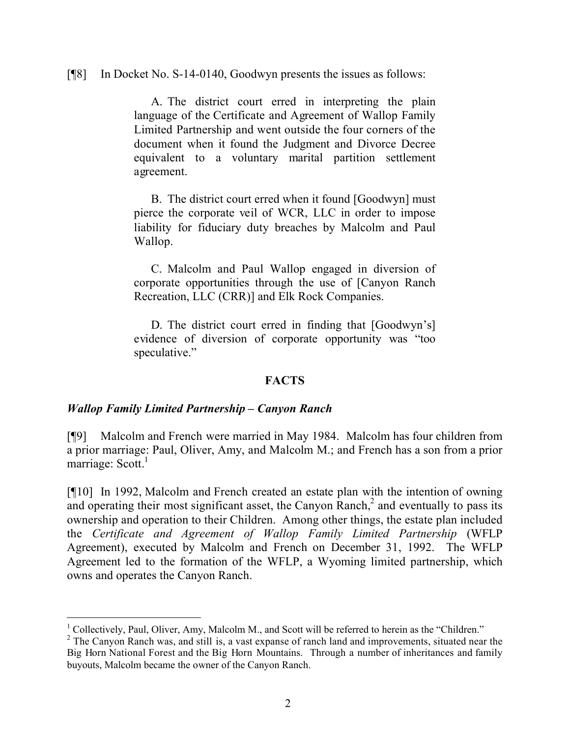[¶8] In Docket No. S-14-0140, Goodwyn presents the issues as follows:

> A. The district court erred in interpreting the plain language of the Certificate and Agreement of Wallop Family Limited Partnership and went outside the four corners of the document when it found the Judgment and Divorce Decree equivalent to a voluntary marital partition settlement agreement.
>
> B. The district court erred when it found [Goodwyn] must pierce the corporate veil of WCR, LLC in order to impose liability for fiduciary duty breaches by Malcolm and Paul Wallop.
>
> C. Malcolm and Paul Wallop engaged in diversion of corporate opportunities through the use of [Canyon Ranch Recreation, LLC (CRR)] and Elk Rock Companies.
>
> D. The district court erred in finding that [Goodwyn's] evidence of diversion of corporate opportunity was "too speculative."

## FACTS

### *Wallop Family Limited Partnership – Canyon Ranch*

[¶9] Malcolm and French were married in May 1984. Malcolm has four children from a prior marriage: Paul, Oliver, Amy, and Malcolm M.; and French has a son from a prior marriage: Scott.[1]

[¶10] In 1992, Malcolm and French created an estate plan with the intention of owning and operating their most significant asset, the Canyon Ranch,[2] and eventually to pass its ownership and operation to their Children. Among other things, the estate plan included the *Certificate and Agreement of Wallop Family Limited Partnership* (WFLP Agreement), executed by Malcolm and French on December 31, 1992. The WFLP Agreement led to the formation of the WFLP, a Wyoming limited partnership, which owns and operates the Canyon Ranch.

---

[1] Collectively, Paul, Oliver, Amy, Malcolm M., and Scott will be referred to herein as the "Children."

[2] The Canyon Ranch was, and still is, a vast expanse of ranch land and improvements, situated near the Big Horn National Forest and the Big Horn Mountains. Through a number of inheritances and family buyouts, Malcolm became the owner of the Canyon Ranch.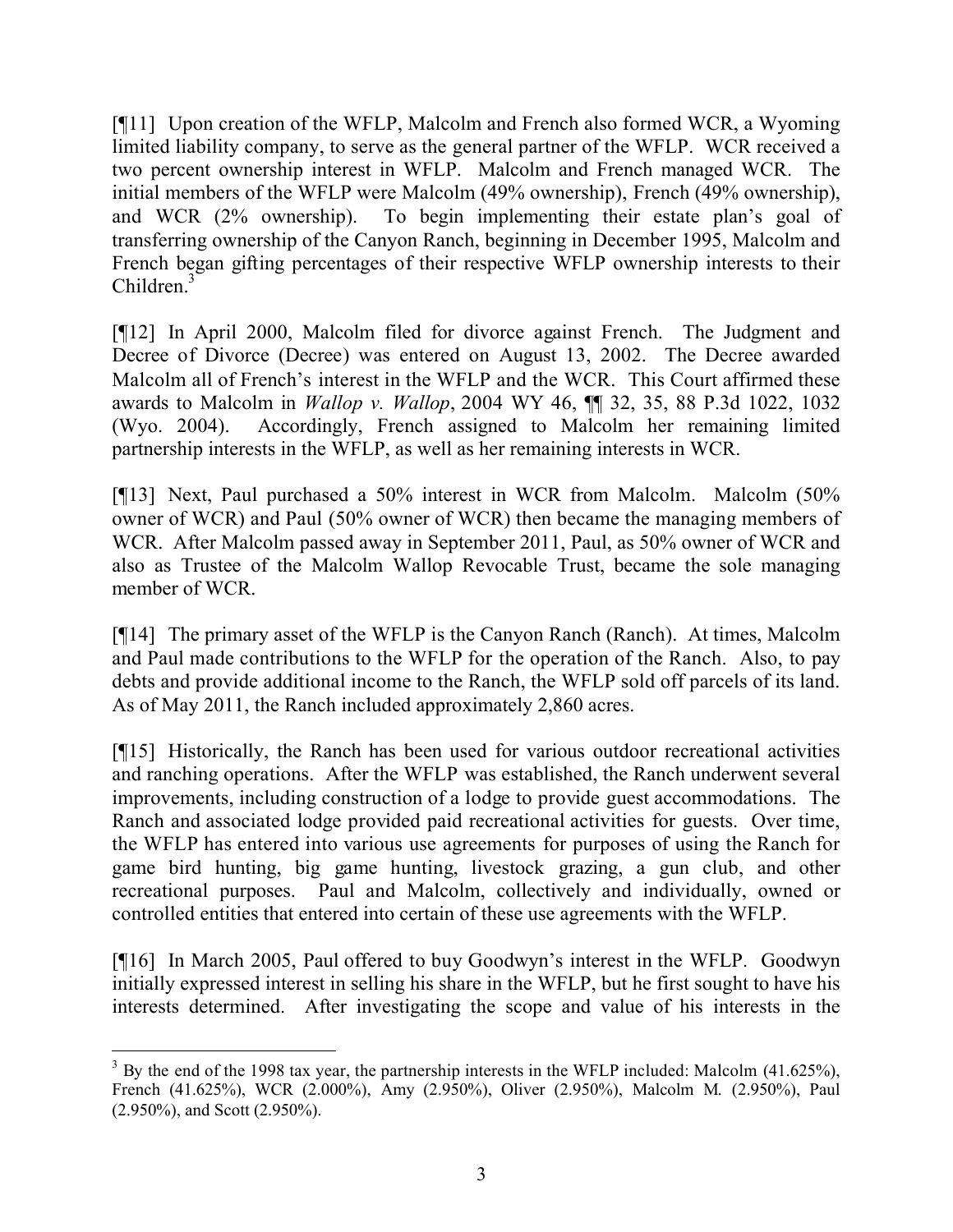[¶11] Upon creation of the WFLP, Malcolm and French also formed WCR, a Wyoming limited liability company, to serve as the general partner of the WFLP. WCR received a two percent ownership interest in WFLP. Malcolm and French managed WCR. The initial members of the WFLP were Malcolm (49% ownership), French (49% ownership), and WCR (2% ownership). To begin implementing their estate plan's goal of transferring ownership of the Canyon Ranch, beginning in December 1995, Malcolm and French began gifting percentages of their respective WFLP ownership interests to their Children.[3]

[¶12] In April 2000, Malcolm filed for divorce against French. The Judgment and Decree of Divorce (Decree) was entered on August 13, 2002. The Decree awarded Malcolm all of French's interest in the WFLP and the WCR. This Court affirmed these awards to Malcolm in *Wallop v. Wallop*, 2004 WY 46, ¶¶ 32, 35, 88 P.3d 1022, 1032 (Wyo. 2004). Accordingly, French assigned to Malcolm her remaining limited partnership interests in the WFLP, as well as her remaining interests in WCR.

[¶13] Next, Paul purchased a 50% interest in WCR from Malcolm. Malcolm (50% owner of WCR) and Paul (50% owner of WCR) then became the managing members of WCR. After Malcolm passed away in September 2011, Paul, as 50% owner of WCR and also as Trustee of the Malcolm Wallop Revocable Trust, became the sole managing member of WCR.

[¶14] The primary asset of the WFLP is the Canyon Ranch (Ranch). At times, Malcolm and Paul made contributions to the WFLP for the operation of the Ranch. Also, to pay debts and provide additional income to the Ranch, the WFLP sold off parcels of its land. As of May 2011, the Ranch included approximately 2,860 acres.

[¶15] Historically, the Ranch has been used for various outdoor recreational activities and ranching operations. After the WFLP was established, the Ranch underwent several improvements, including construction of a lodge to provide guest accommodations. The Ranch and associated lodge provided paid recreational activities for guests. Over time, the WFLP has entered into various use agreements for purposes of using the Ranch for game bird hunting, big game hunting, livestock grazing, a gun club, and other recreational purposes. Paul and Malcolm, collectively and individually, owned or controlled entities that entered into certain of these use agreements with the WFLP.

[¶16] In March 2005, Paul offered to buy Goodwyn's interest in the WFLP. Goodwyn initially expressed interest in selling his share in the WFLP, but he first sought to have his interests determined. After investigating the scope and value of his interests in the

---

[3] By the end of the 1998 tax year, the partnership interests in the WFLP included: Malcolm (41.625%), French (41.625%), WCR (2.000%), Amy (2.950%), Oliver (2.950%), Malcolm M. (2.950%), Paul (2.950%), and Scott (2.950%).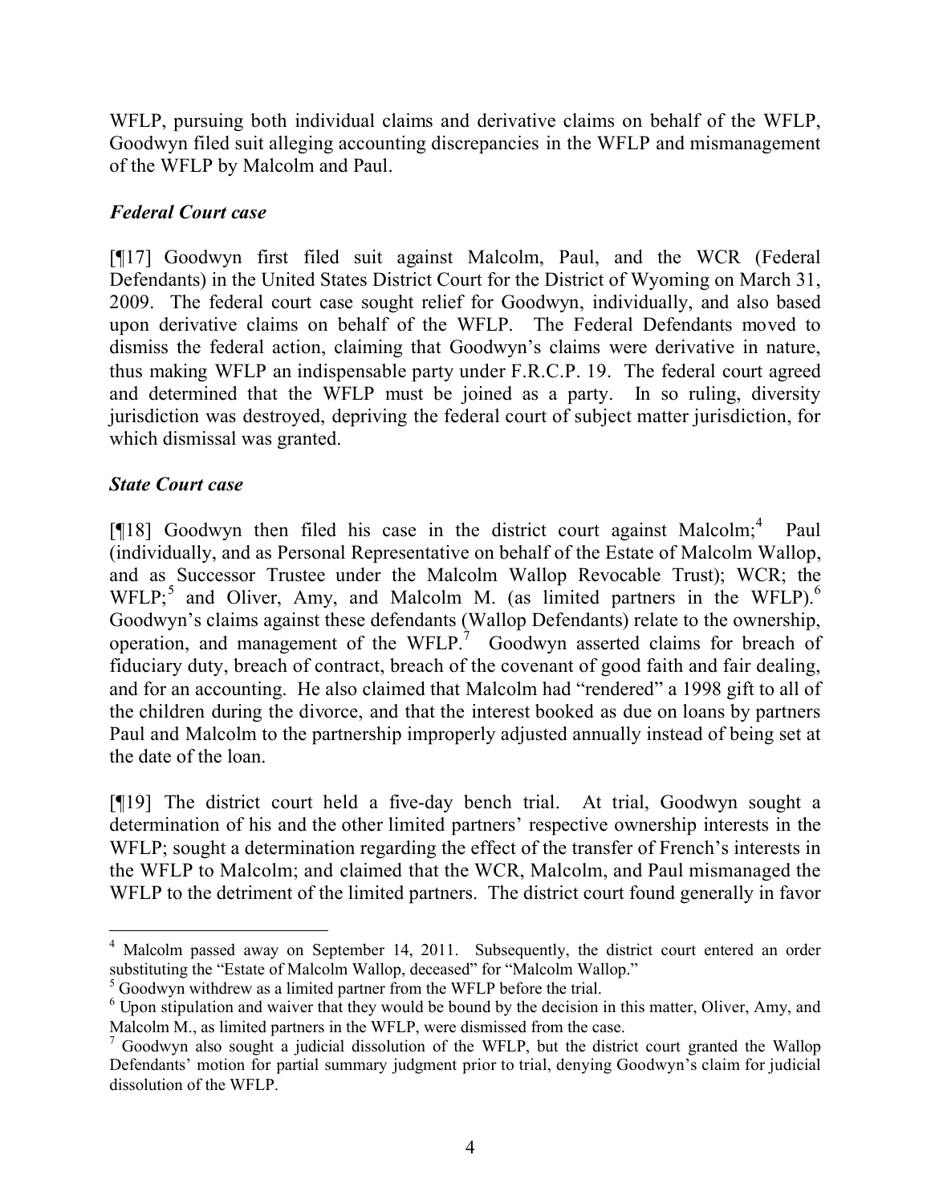WFLP, pursuing both individual claims and derivative claims on behalf of the WFLP, Goodwyn filed suit alleging accounting discrepancies in the WFLP and mismanagement of the WFLP by Malcolm and Paul.

### *Federal Court case*

[¶17] Goodwyn first filed suit against Malcolm, Paul, and the WCR (Federal Defendants) in the United States District Court for the District of Wyoming on March 31, 2009. The federal court case sought relief for Goodwyn, individually, and also based upon derivative claims on behalf of the WFLP. The Federal Defendants moved to dismiss the federal action, claiming that Goodwyn's claims were derivative in nature, thus making WFLP an indispensable party under F.R.C.P. 19. The federal court agreed and determined that the WFLP must be joined as a party. In so ruling, diversity jurisdiction was destroyed, depriving the federal court of subject matter jurisdiction, for which dismissal was granted.

### *State Court case*

[¶18] Goodwyn then filed his case in the district court against Malcolm;[4] Paul (individually, and as Personal Representative on behalf of the Estate of Malcolm Wallop, and as Successor Trustee under the Malcolm Wallop Revocable Trust); WCR; the WFLP;[5] and Oliver, Amy, and Malcolm M. (as limited partners in the WFLP).[6] Goodwyn's claims against these defendants (Wallop Defendants) relate to the ownership, operation, and management of the WFLP.[7] Goodwyn asserted claims for breach of fiduciary duty, breach of contract, breach of the covenant of good faith and fair dealing, and for an accounting. He also claimed that Malcolm had "rendered" a 1998 gift to all of the children during the divorce, and that the interest booked as due on loans by partners Paul and Malcolm to the partnership improperly adjusted annually instead of being set at the date of the loan.

[¶19] The district court held a five-day bench trial. At trial, Goodwyn sought a determination of his and the other limited partners' respective ownership interests in the WFLP; sought a determination regarding the effect of the transfer of French's interests in the WFLP to Malcolm; and claimed that the WCR, Malcolm, and Paul mismanaged the WFLP to the detriment of the limited partners. The district court found generally in favor

---

[4] Malcolm passed away on September 14, 2011. Subsequently, the district court entered an order substituting the "Estate of Malcolm Wallop, deceased" for "Malcolm Wallop."

[5] Goodwyn withdrew as a limited partner from the WFLP before the trial.

[6] Upon stipulation and waiver that they would be bound by the decision in this matter, Oliver, Amy, and Malcolm M., as limited partners in the WFLP, were dismissed from the case.

[7] Goodwyn also sought a judicial dissolution of the WFLP, but the district court granted the Wallop Defendants' motion for partial summary judgment prior to trial, denying Goodwyn's claim for judicial dissolution of the WFLP.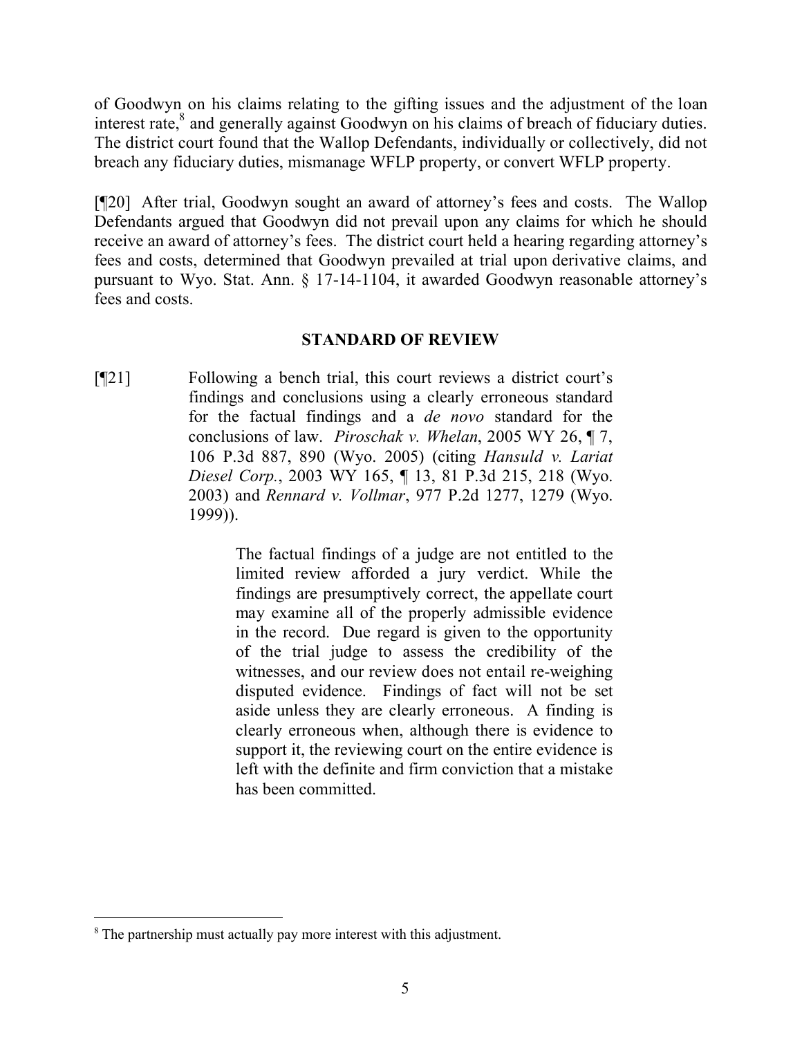of Goodwyn on his claims relating to the gifting issues and the adjustment of the loan interest rate,[8] and generally against Goodwyn on his claims of breach of fiduciary duties. The district court found that the Wallop Defendants, individually or collectively, did not breach any fiduciary duties, mismanage WFLP property, or convert WFLP property.

[¶20] After trial, Goodwyn sought an award of attorney's fees and costs. The Wallop Defendants argued that Goodwyn did not prevail upon any claims for which he should receive an award of attorney's fees. The district court held a hearing regarding attorney's fees and costs, determined that Goodwyn prevailed at trial upon derivative claims, and pursuant to Wyo. Stat. Ann. § 17-14-1104, it awarded Goodwyn reasonable attorney's fees and costs.

## STANDARD OF REVIEW

[¶21] Following a bench trial, this court reviews a district court's findings and conclusions using a clearly erroneous standard for the factual findings and a *de novo* standard for the conclusions of law. *Piroschak v. Whelan*, 2005 WY 26, ¶ 7, 106 P.3d 887, 890 (Wyo. 2005) (citing *Hansuld v. Lariat Diesel Corp.*, 2003 WY 165, ¶ 13, 81 P.3d 215, 218 (Wyo. 2003) and *Rennard v. Vollmar*, 977 P.2d 1277, 1279 (Wyo. 1999)).

> The factual findings of a judge are not entitled to the limited review afforded a jury verdict. While the findings are presumptively correct, the appellate court may examine all of the properly admissible evidence in the record. Due regard is given to the opportunity of the trial judge to assess the credibility of the witnesses, and our review does not entail re-weighing disputed evidence. Findings of fact will not be set aside unless they are clearly erroneous. A finding is clearly erroneous when, although there is evidence to support it, the reviewing court on the entire evidence is left with the definite and firm conviction that a mistake has been committed.

---

[8] The partnership must actually pay more interest with this adjustment.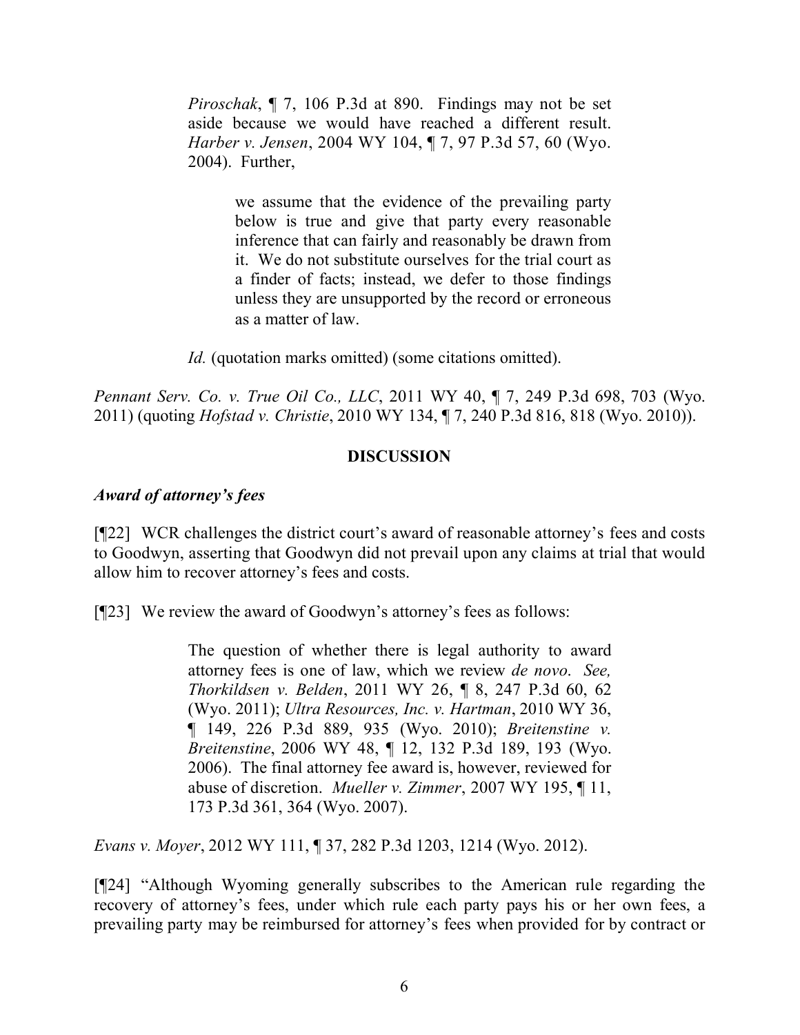> *Piroschak*, ¶ 7, 106 P.3d at 890. Findings may not be set aside because we would have reached a different result. *Harber v. Jensen*, 2004 WY 104, ¶ 7, 97 P.3d 57, 60 (Wyo. 2004). Further,
>
> > we assume that the evidence of the prevailing party below is true and give that party every reasonable inference that can fairly and reasonably be drawn from it. We do not substitute ourselves for the trial court as a finder of facts; instead, we defer to those findings unless they are unsupported by the record or erroneous as a matter of law.
>
> *Id.* (quotation marks omitted) (some citations omitted).

*Pennant Serv. Co. v. True Oil Co., LLC*, 2011 WY 40, ¶ 7, 249 P.3d 698, 703 (Wyo. 2011) (quoting *Hofstad v. Christie*, 2010 WY 134, ¶ 7, 240 P.3d 816, 818 (Wyo. 2010)).

## DISCUSSION

### *Award of attorney's fees*

[¶22] WCR challenges the district court's award of reasonable attorney's fees and costs to Goodwyn, asserting that Goodwyn did not prevail upon any claims at trial that would allow him to recover attorney's fees and costs.

[¶23] We review the award of Goodwyn's attorney's fees as follows:

> The question of whether there is legal authority to award attorney fees is one of law, which we review *de novo*. *See, Thorkildsen v. Belden*, 2011 WY 26, ¶ 8, 247 P.3d 60, 62 (Wyo. 2011); *Ultra Resources, Inc. v. Hartman*, 2010 WY 36, ¶ 149, 226 P.3d 889, 935 (Wyo. 2010); *Breitenstine v. Breitenstine*, 2006 WY 48, ¶ 12, 132 P.3d 189, 193 (Wyo. 2006). The final attorney fee award is, however, reviewed for abuse of discretion. *Mueller v. Zimmer*, 2007 WY 195, ¶ 11, 173 P.3d 361, 364 (Wyo. 2007).

*Evans v. Moyer*, 2012 WY 111, ¶ 37, 282 P.3d 1203, 1214 (Wyo. 2012).

[¶24] "Although Wyoming generally subscribes to the American rule regarding the recovery of attorney's fees, under which rule each party pays his or her own fees, a prevailing party may be reimbursed for attorney's fees when provided for by contract or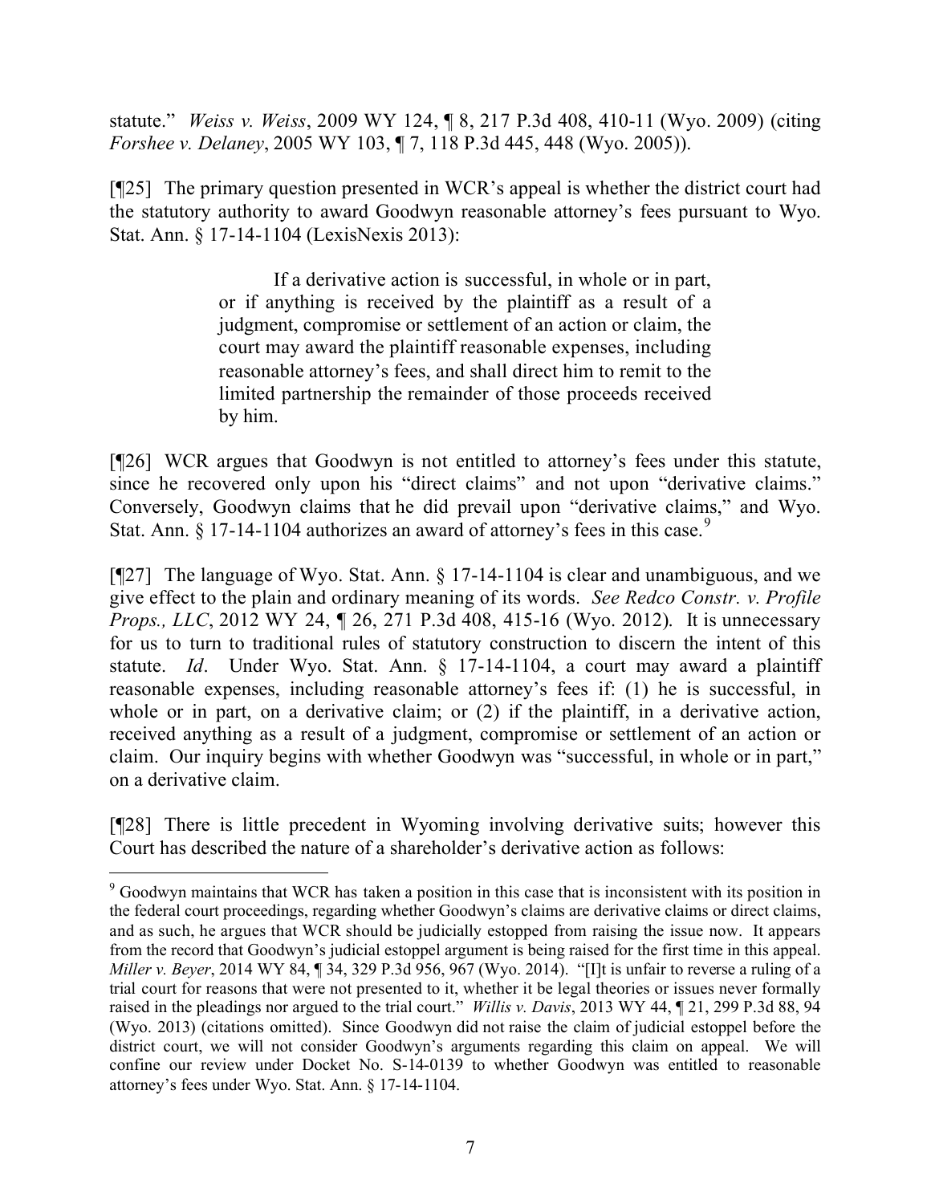statute." *Weiss v. Weiss*, 2009 WY 124, ¶ 8, 217 P.3d 408, 410-11 (Wyo. 2009) (citing *Forshee v. Delaney*, 2005 WY 103, ¶ 7, 118 P.3d 445, 448 (Wyo. 2005)).

[¶25] The primary question presented in WCR's appeal is whether the district court had the statutory authority to award Goodwyn reasonable attorney's fees pursuant to Wyo. Stat. Ann. § 17-14-1104 (LexisNexis 2013):

> If a derivative action is successful, in whole or in part, or if anything is received by the plaintiff as a result of a judgment, compromise or settlement of an action or claim, the court may award the plaintiff reasonable expenses, including reasonable attorney's fees, and shall direct him to remit to the limited partnership the remainder of those proceeds received by him.

[¶26] WCR argues that Goodwyn is not entitled to attorney's fees under this statute, since he recovered only upon his "direct claims" and not upon "derivative claims." Conversely, Goodwyn claims that he did prevail upon "derivative claims," and Wyo. Stat. Ann. § 17-14-1104 authorizes an award of attorney's fees in this case.[9]

[¶27] The language of Wyo. Stat. Ann. § 17-14-1104 is clear and unambiguous, and we give effect to the plain and ordinary meaning of its words. *See Redco Constr. v. Profile Props., LLC*, 2012 WY 24, ¶ 26, 271 P.3d 408, 415-16 (Wyo. 2012). It is unnecessary for us to turn to traditional rules of statutory construction to discern the intent of this statute. *Id*. Under Wyo. Stat. Ann. § 17-14-1104, a court may award a plaintiff reasonable expenses, including reasonable attorney's fees if: (1) he is successful, in whole or in part, on a derivative claim; or (2) if the plaintiff, in a derivative action, received anything as a result of a judgment, compromise or settlement of an action or claim. Our inquiry begins with whether Goodwyn was "successful, in whole or in part," on a derivative claim.

[¶28] There is little precedent in Wyoming involving derivative suits; however this Court has described the nature of a shareholder's derivative action as follows:

---

[9] Goodwyn maintains that WCR has taken a position in this case that is inconsistent with its position in the federal court proceedings, regarding whether Goodwyn's claims are derivative claims or direct claims, and as such, he argues that WCR should be judicially estopped from raising the issue now. It appears from the record that Goodwyn's judicial estoppel argument is being raised for the first time in this appeal. *Miller v. Beyer*, 2014 WY 84, ¶ 34, 329 P.3d 956, 967 (Wyo. 2014). "[I]t is unfair to reverse a ruling of a trial court for reasons that were not presented to it, whether it be legal theories or issues never formally raised in the pleadings nor argued to the trial court." *Willis v. Davis*, 2013 WY 44, ¶ 21, 299 P.3d 88, 94 (Wyo. 2013) (citations omitted). Since Goodwyn did not raise the claim of judicial estoppel before the district court, we will not consider Goodwyn's arguments regarding this claim on appeal. We will confine our review under Docket No. S-14-0139 to whether Goodwyn was entitled to reasonable attorney's fees under Wyo. Stat. Ann. § 17-14-1104.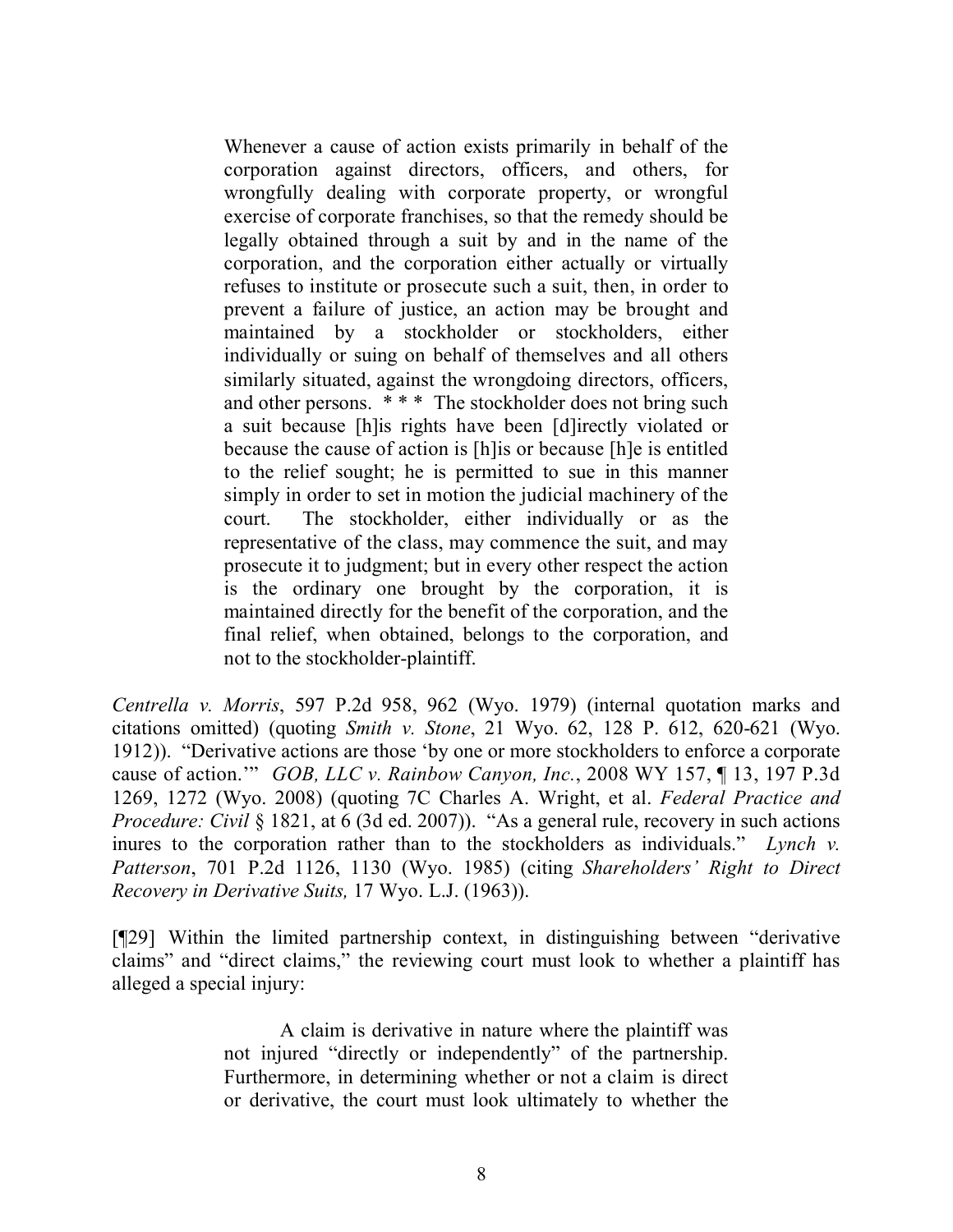> Whenever a cause of action exists primarily in behalf of the corporation against directors, officers, and others, for wrongfully dealing with corporate property, or wrongful exercise of corporate franchises, so that the remedy should be legally obtained through a suit by and in the name of the corporation, and the corporation either actually or virtually refuses to institute or prosecute such a suit, then, in order to prevent a failure of justice, an action may be brought and maintained by a stockholder or stockholders, either individually or suing on behalf of themselves and all others similarly situated, against the wrongdoing directors, officers, and other persons. * * * The stockholder does not bring such a suit because [h]is rights have been [d]irectly violated or because the cause of action is [h]is or because [h]e is entitled to the relief sought; he is permitted to sue in this manner simply in order to set in motion the judicial machinery of the court. The stockholder, either individually or as the representative of the class, may commence the suit, and may prosecute it to judgment; but in every other respect the action is the ordinary one brought by the corporation, it is maintained directly for the benefit of the corporation, and the final relief, when obtained, belongs to the corporation, and not to the stockholder-plaintiff.

*Centrella v. Morris*, 597 P.2d 958, 962 (Wyo. 1979) (internal quotation marks and citations omitted) (quoting *Smith v. Stone*, 21 Wyo. 62, 128 P. 612, 620-621 (Wyo. 1912)). "Derivative actions are those 'by one or more stockholders to enforce a corporate cause of action.'" *GOB, LLC v. Rainbow Canyon, Inc.*, 2008 WY 157, ¶ 13, 197 P.3d 1269, 1272 (Wyo. 2008) (quoting 7C Charles A. Wright, et al. *Federal Practice and Procedure: Civil* § 1821, at 6 (3d ed. 2007)). "As a general rule, recovery in such actions inures to the corporation rather than to the stockholders as individuals." *Lynch v. Patterson*, 701 P.2d 1126, 1130 (Wyo. 1985) (citing *Shareholders' Right to Direct Recovery in Derivative Suits,* 17 Wyo. L.J. (1963)).

[¶29] Within the limited partnership context, in distinguishing between "derivative claims" and "direct claims," the reviewing court must look to whether a plaintiff has alleged a special injury:

> A claim is derivative in nature where the plaintiff was not injured "directly or independently" of the partnership. Furthermore, in determining whether or not a claim is direct or derivative, the court must look ultimately to whether the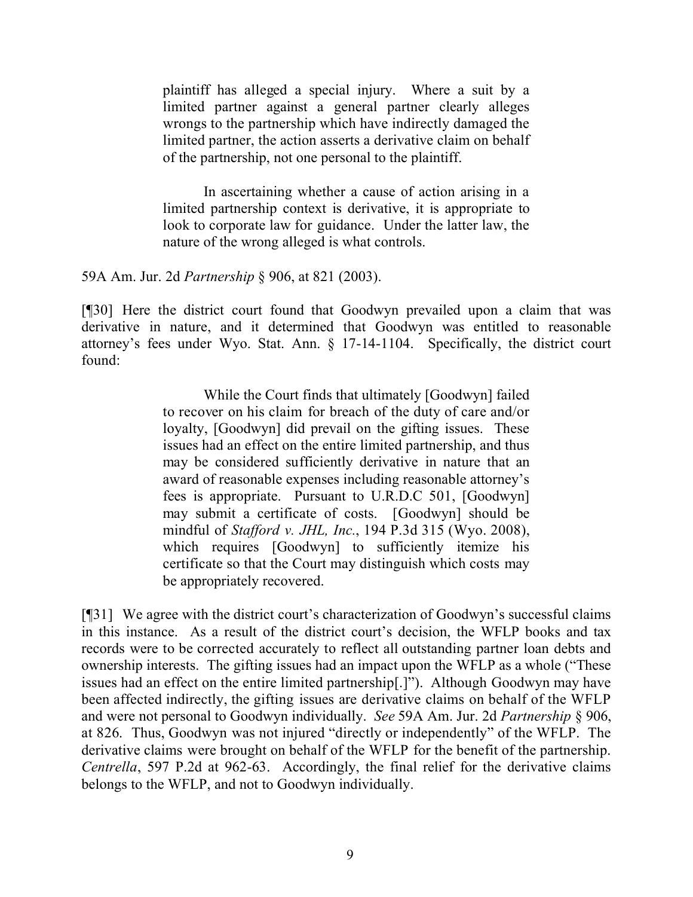> plaintiff has alleged a special injury. Where a suit by a limited partner against a general partner clearly alleges wrongs to the partnership which have indirectly damaged the limited partner, the action asserts a derivative claim on behalf of the partnership, not one personal to the plaintiff.
>
> In ascertaining whether a cause of action arising in a limited partnership context is derivative, it is appropriate to look to corporate law for guidance. Under the latter law, the nature of the wrong alleged is what controls.

59A Am. Jur. 2d *Partnership* § 906, at 821 (2003).

[¶30] Here the district court found that Goodwyn prevailed upon a claim that was derivative in nature, and it determined that Goodwyn was entitled to reasonable attorney's fees under Wyo. Stat. Ann. § 17-14-1104. Specifically, the district court found:

> While the Court finds that ultimately [Goodwyn] failed to recover on his claim for breach of the duty of care and/or loyalty, [Goodwyn] did prevail on the gifting issues. These issues had an effect on the entire limited partnership, and thus may be considered sufficiently derivative in nature that an award of reasonable expenses including reasonable attorney's fees is appropriate. Pursuant to U.R.D.C 501, [Goodwyn] may submit a certificate of costs. [Goodwyn] should be mindful of *Stafford v. JHL, Inc.*, 194 P.3d 315 (Wyo. 2008), which requires [Goodwyn] to sufficiently itemize his certificate so that the Court may distinguish which costs may be appropriately recovered.

[¶31] We agree with the district court's characterization of Goodwyn's successful claims in this instance. As a result of the district court's decision, the WFLP books and tax records were to be corrected accurately to reflect all outstanding partner loan debts and ownership interests. The gifting issues had an impact upon the WFLP as a whole ("These issues had an effect on the entire limited partnership[.]"). Although Goodwyn may have been affected indirectly, the gifting issues are derivative claims on behalf of the WFLP and were not personal to Goodwyn individually. *See* 59A Am. Jur. 2d *Partnership* § 906, at 826. Thus, Goodwyn was not injured "directly or independently" of the WFLP. The derivative claims were brought on behalf of the WFLP for the benefit of the partnership. *Centrella*, 597 P.2d at 962-63. Accordingly, the final relief for the derivative claims belongs to the WFLP, and not to Goodwyn individually.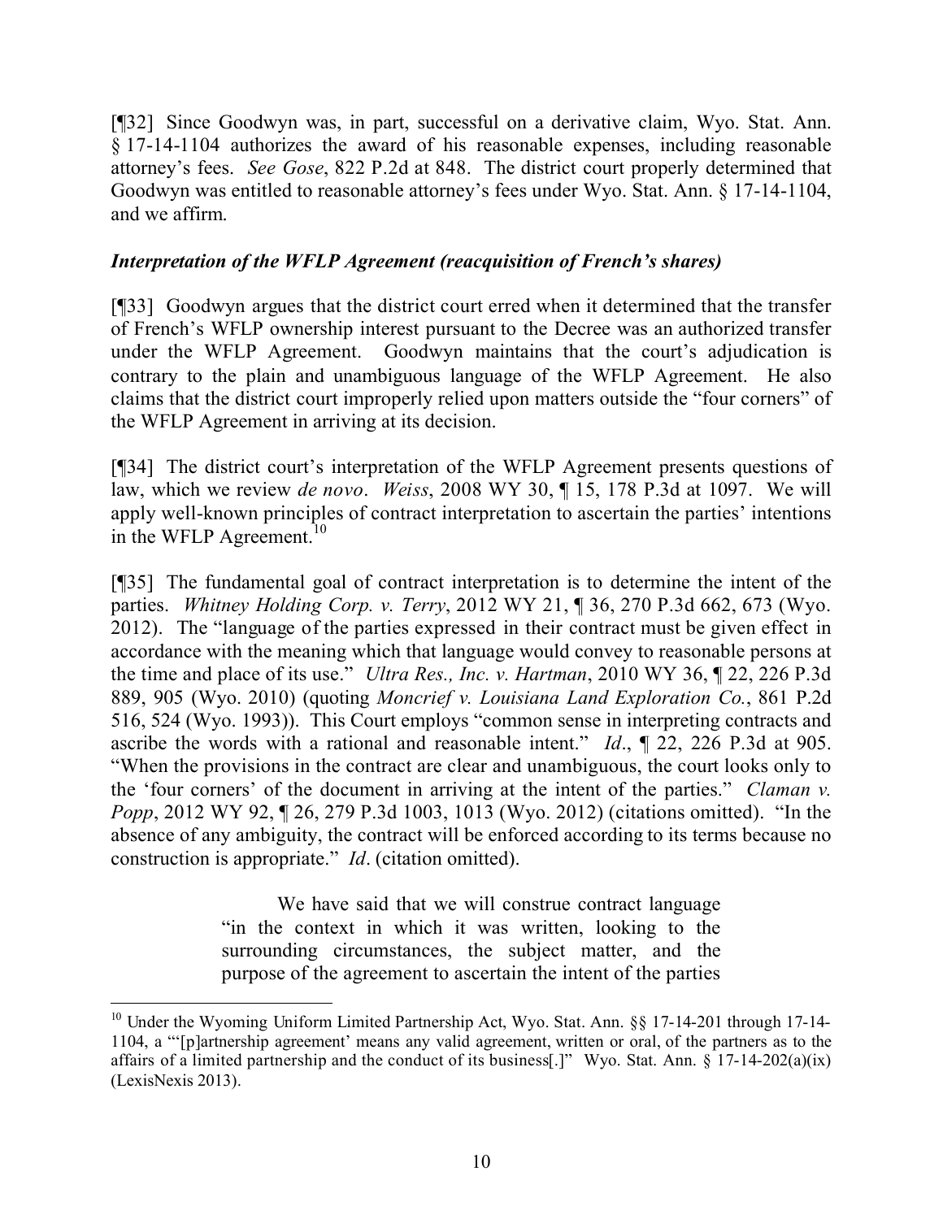[¶32] Since Goodwyn was, in part, successful on a derivative claim, Wyo. Stat. Ann. § 17-14-1104 authorizes the award of his reasonable expenses, including reasonable attorney's fees. *See Gose*, 822 P.2d at 848. The district court properly determined that Goodwyn was entitled to reasonable attorney's fees under Wyo. Stat. Ann. § 17-14-1104, and we affirm.

### *Interpretation of the WFLP Agreement (reacquisition of French's shares)*

[¶33] Goodwyn argues that the district court erred when it determined that the transfer of French's WFLP ownership interest pursuant to the Decree was an authorized transfer under the WFLP Agreement. Goodwyn maintains that the court's adjudication is contrary to the plain and unambiguous language of the WFLP Agreement. He also claims that the district court improperly relied upon matters outside the "four corners" of the WFLP Agreement in arriving at its decision.

[¶34] The district court's interpretation of the WFLP Agreement presents questions of law, which we review *de novo*. *Weiss*, 2008 WY 30, ¶ 15, 178 P.3d at 1097. We will apply well-known principles of contract interpretation to ascertain the parties' intentions in the WFLP Agreement.[10]

[¶35] The fundamental goal of contract interpretation is to determine the intent of the parties. *Whitney Holding Corp. v. Terry*, 2012 WY 21, ¶ 36, 270 P.3d 662, 673 (Wyo. 2012). The "language of the parties expressed in their contract must be given effect in accordance with the meaning which that language would convey to reasonable persons at the time and place of its use." *Ultra Res., Inc. v. Hartman*, 2010 WY 36, ¶ 22, 226 P.3d 889, 905 (Wyo. 2010) (quoting *Moncrief v. Louisiana Land Exploration Co.*, 861 P.2d 516, 524 (Wyo. 1993)). This Court employs "common sense in interpreting contracts and ascribe the words with a rational and reasonable intent." *Id*., ¶ 22, 226 P.3d at 905. "When the provisions in the contract are clear and unambiguous, the court looks only to the 'four corners' of the document in arriving at the intent of the parties." *Claman v. Popp*, 2012 WY 92, ¶ 26, 279 P.3d 1003, 1013 (Wyo. 2012) (citations omitted). "In the absence of any ambiguity, the contract will be enforced according to its terms because no construction is appropriate." *Id*. (citation omitted).

> We have said that we will construe contract language "in the context in which it was written, looking to the surrounding circumstances, the subject matter, and the purpose of the agreement to ascertain the intent of the parties

---

[10] Under the Wyoming Uniform Limited Partnership Act, Wyo. Stat. Ann. §§ 17-14-201 through 17-14-1104, a "'[p]artnership agreement' means any valid agreement, written or oral, of the partners as to the affairs of a limited partnership and the conduct of its business[.]" Wyo. Stat. Ann. § 17-14-202(a)(ix) (LexisNexis 2013).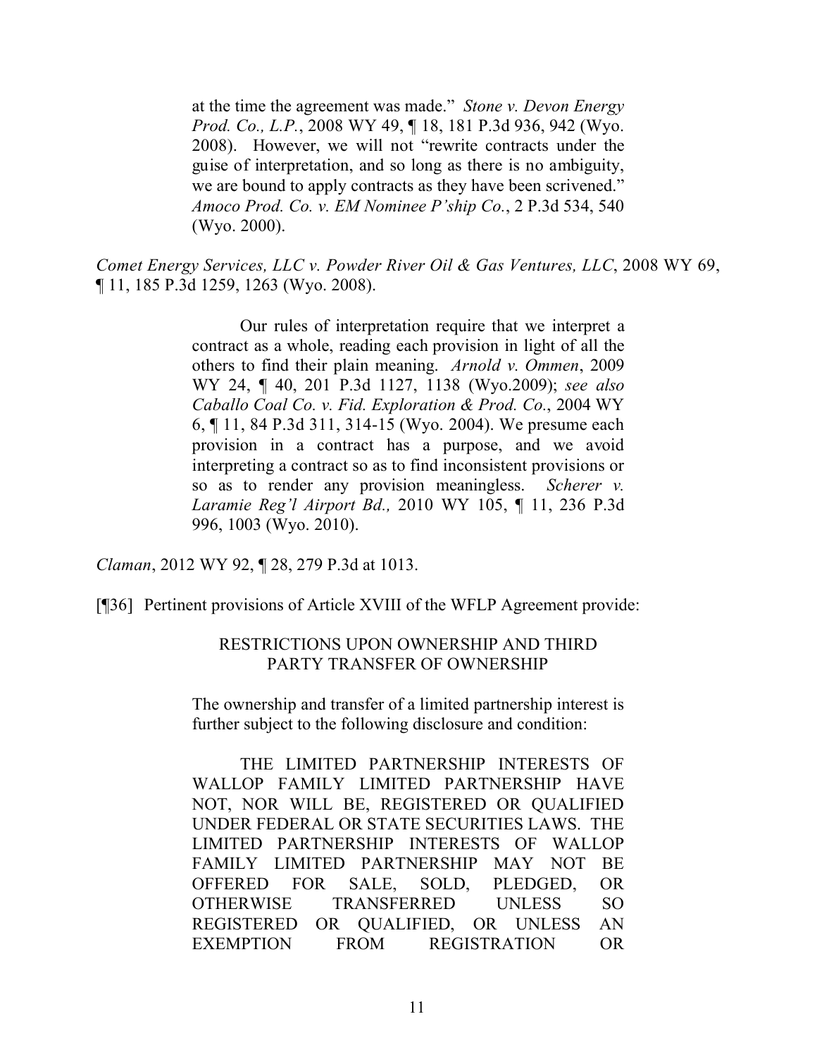> at the time the agreement was made." *Stone v. Devon Energy Prod. Co., L.P.*, 2008 WY 49, ¶ 18, 181 P.3d 936, 942 (Wyo. 2008). However, we will not "rewrite contracts under the guise of interpretation, and so long as there is no ambiguity, we are bound to apply contracts as they have been scrivened." *Amoco Prod. Co. v. EM Nominee P'ship Co.*, 2 P.3d 534, 540 (Wyo. 2000).

*Comet Energy Services, LLC v. Powder River Oil & Gas Ventures, LLC*, 2008 WY 69, ¶ 11, 185 P.3d 1259, 1263 (Wyo. 2008).

> Our rules of interpretation require that we interpret a contract as a whole, reading each provision in light of all the others to find their plain meaning. *Arnold v. Ommen*, 2009 WY 24, ¶ 40, 201 P.3d 1127, 1138 (Wyo.2009); *see also Caballo Coal Co. v. Fid. Exploration & Prod. Co.*, 2004 WY 6, ¶ 11, 84 P.3d 311, 314-15 (Wyo. 2004). We presume each provision in a contract has a purpose, and we avoid interpreting a contract so as to find inconsistent provisions or so as to render any provision meaningless. *Scherer v. Laramie Reg'l Airport Bd.,* 2010 WY 105, ¶ 11, 236 P.3d 996, 1003 (Wyo. 2010).

*Claman*, 2012 WY 92, ¶ 28, 279 P.3d at 1013.

[¶36] Pertinent provisions of Article XVIII of the WFLP Agreement provide:

> RESTRICTIONS UPON OWNERSHIP AND THIRD PARTY TRANSFER OF OWNERSHIP
>
> The ownership and transfer of a limited partnership interest is further subject to the following disclosure and condition:
>
> THE LIMITED PARTNERSHIP INTERESTS OF WALLOP FAMILY LIMITED PARTNERSHIP HAVE NOT, NOR WILL BE, REGISTERED OR QUALIFIED UNDER FEDERAL OR STATE SECURITIES LAWS. THE LIMITED PARTNERSHIP INTERESTS OF WALLOP FAMILY LIMITED PARTNERSHIP MAY NOT BE OFFERED FOR SALE, SOLD, PLEDGED, OR OTHERWISE TRANSFERRED UNLESS SO REGISTERED OR QUALIFIED, OR UNLESS AN EXEMPTION FROM REGISTRATION OR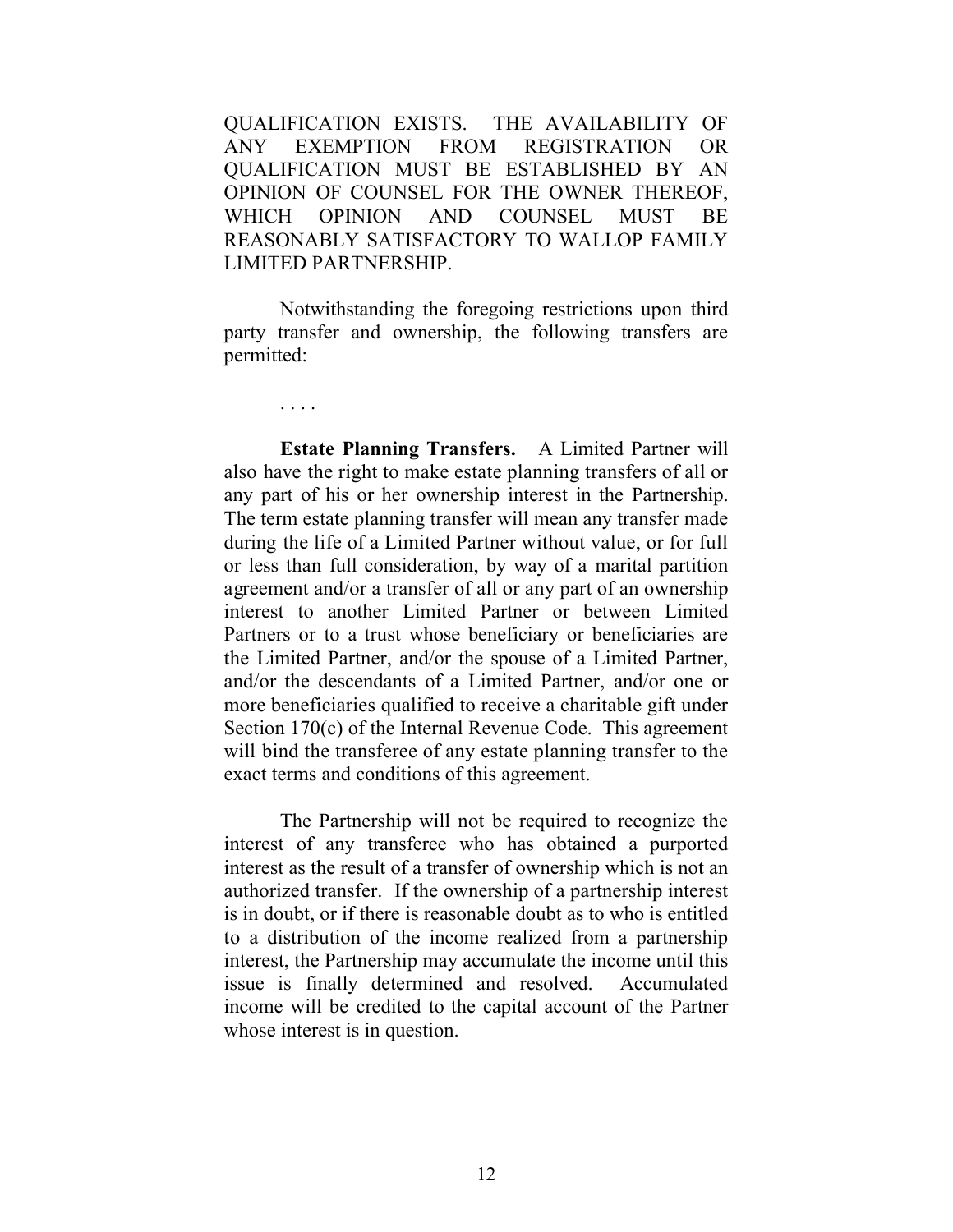QUALIFICATION EXISTS. THE AVAILABILITY OF ANY EXEMPTION FROM REGISTRATION OR QUALIFICATION MUST BE ESTABLISHED BY AN OPINION OF COUNSEL FOR THE OWNER THEREOF, WHICH OPINION AND COUNSEL MUST BE REASONABLY SATISFACTORY TO WALLOP FAMILY LIMITED PARTNERSHIP.

Notwithstanding the foregoing restrictions upon third party transfer and ownership, the following transfers are permitted:

. . . .

**Estate Planning Transfers.** A Limited Partner will also have the right to make estate planning transfers of all or any part of his or her ownership interest in the Partnership. The term estate planning transfer will mean any transfer made during the life of a Limited Partner without value, or for full or less than full consideration, by way of a marital partition agreement and/or a transfer of all or any part of an ownership interest to another Limited Partner or between Limited Partners or to a trust whose beneficiary or beneficiaries are the Limited Partner, and/or the spouse of a Limited Partner, and/or the descendants of a Limited Partner, and/or one or more beneficiaries qualified to receive a charitable gift under Section 170(c) of the Internal Revenue Code. This agreement will bind the transferee of any estate planning transfer to the exact terms and conditions of this agreement.

The Partnership will not be required to recognize the interest of any transferee who has obtained a purported interest as the result of a transfer of ownership which is not an authorized transfer. If the ownership of a partnership interest is in doubt, or if there is reasonable doubt as to who is entitled to a distribution of the income realized from a partnership interest, the Partnership may accumulate the income until this issue is finally determined and resolved. Accumulated income will be credited to the capital account of the Partner whose interest is in question.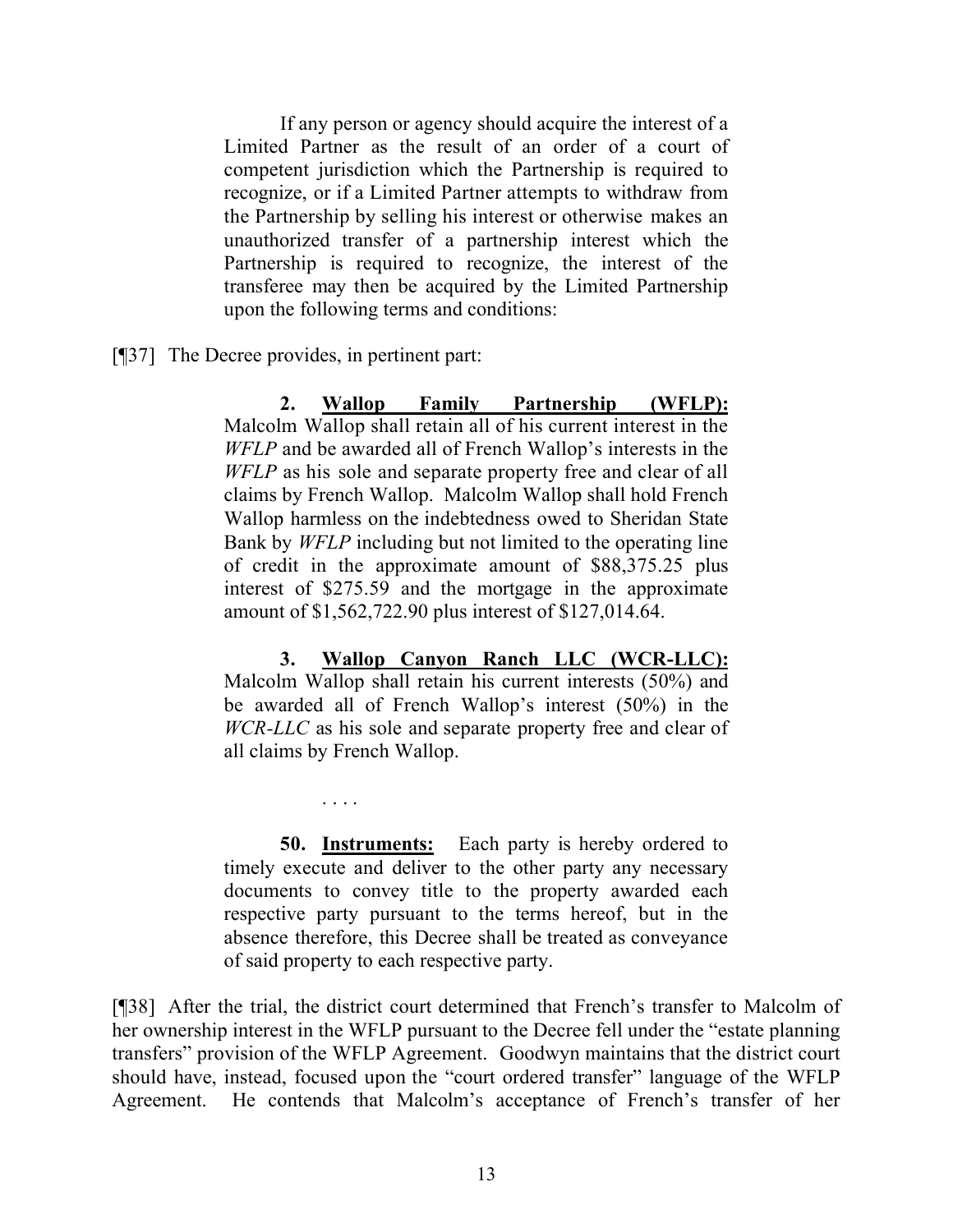> If any person or agency should acquire the interest of a Limited Partner as the result of an order of a court of competent jurisdiction which the Partnership is required to recognize, or if a Limited Partner attempts to withdraw from the Partnership by selling his interest or otherwise makes an unauthorized transfer of a partnership interest which the Partnership is required to recognize, the interest of the transferee may then be acquired by the Limited Partnership upon the following terms and conditions:

[¶37] The Decree provides, in pertinent part:

> **2. Wallop Family Partnership (WFLP):** Malcolm Wallop shall retain all of his current interest in the *WFLP* and be awarded all of French Wallop's interests in the *WFLP* as his sole and separate property free and clear of all claims by French Wallop. Malcolm Wallop shall hold French Wallop harmless on the indebtedness owed to Sheridan State Bank by *WFLP* including but not limited to the operating line of credit in the approximate amount of $88,375.25 plus interest of $275.59 and the mortgage in the approximate amount of $1,562,722.90 plus interest of $127,014.64.
>
> **3. Wallop Canyon Ranch LLC (WCR-LLC):** Malcolm Wallop shall retain his current interests (50%) and be awarded all of French Wallop's interest (50%) in the *WCR-LLC* as his sole and separate property free and clear of all claims by French Wallop.
>
> . . . .
>
> **50. Instruments:** Each party is hereby ordered to timely execute and deliver to the other party any necessary documents to convey title to the property awarded each respective party pursuant to the terms hereof, but in the absence therefore, this Decree shall be treated as conveyance of said property to each respective party.

[¶38] After the trial, the district court determined that French's transfer to Malcolm of her ownership interest in the WFLP pursuant to the Decree fell under the "estate planning transfers" provision of the WFLP Agreement. Goodwyn maintains that the district court should have, instead, focused upon the "court ordered transfer" language of the WFLP Agreement. He contends that Malcolm's acceptance of French's transfer of her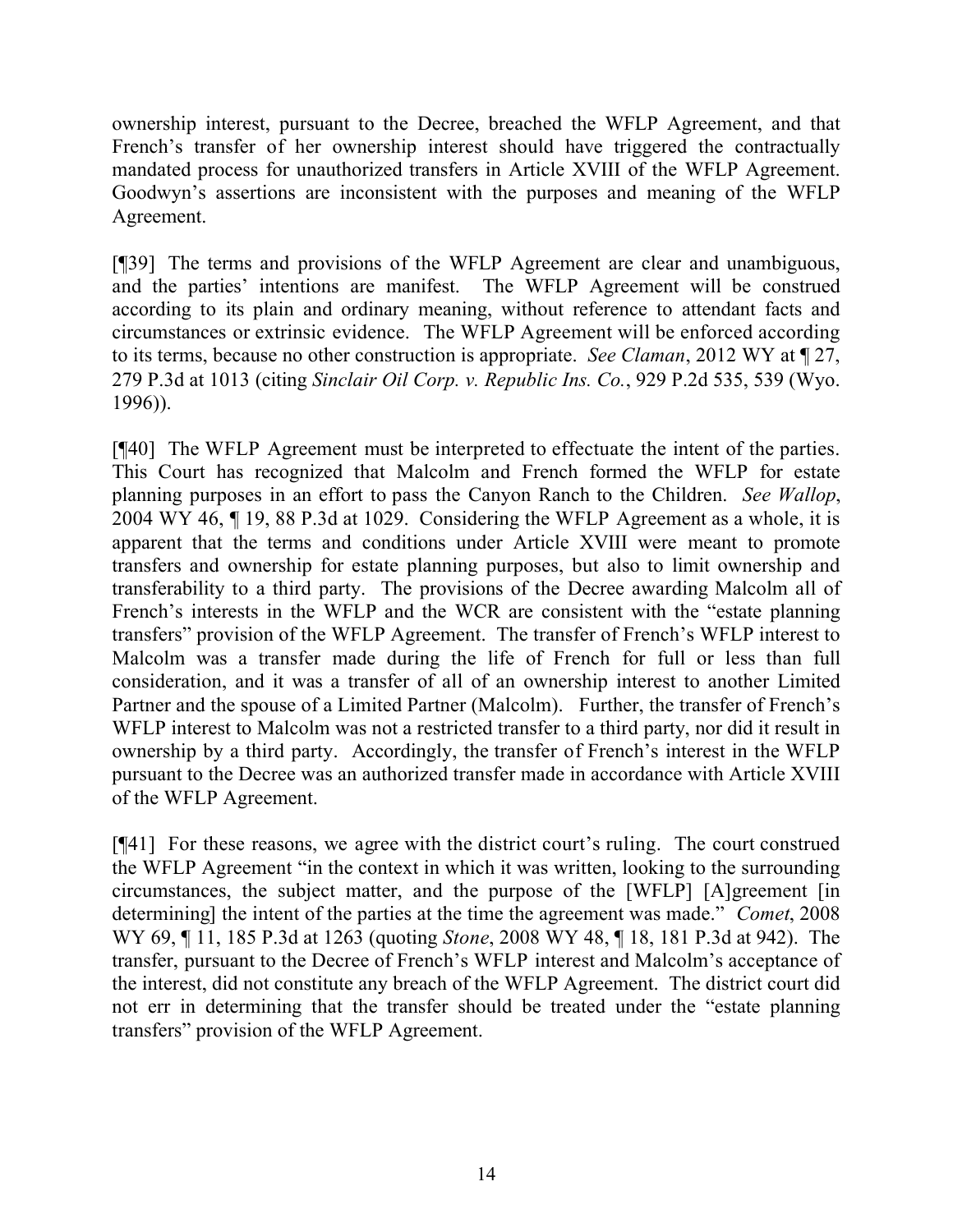ownership interest, pursuant to the Decree, breached the WFLP Agreement, and that French's transfer of her ownership interest should have triggered the contractually mandated process for unauthorized transfers in Article XVIII of the WFLP Agreement. Goodwyn's assertions are inconsistent with the purposes and meaning of the WFLP Agreement.

[¶39] The terms and provisions of the WFLP Agreement are clear and unambiguous, and the parties' intentions are manifest. The WFLP Agreement will be construed according to its plain and ordinary meaning, without reference to attendant facts and circumstances or extrinsic evidence. The WFLP Agreement will be enforced according to its terms, because no other construction is appropriate. *See Claman*, 2012 WY at ¶ 27, 279 P.3d at 1013 (citing *Sinclair Oil Corp. v. Republic Ins. Co.*, 929 P.2d 535, 539 (Wyo. 1996)).

[¶40] The WFLP Agreement must be interpreted to effectuate the intent of the parties. This Court has recognized that Malcolm and French formed the WFLP for estate planning purposes in an effort to pass the Canyon Ranch to the Children. *See Wallop*, 2004 WY 46, ¶ 19, 88 P.3d at 1029. Considering the WFLP Agreement as a whole, it is apparent that the terms and conditions under Article XVIII were meant to promote transfers and ownership for estate planning purposes, but also to limit ownership and transferability to a third party. The provisions of the Decree awarding Malcolm all of French's interests in the WFLP and the WCR are consistent with the "estate planning transfers" provision of the WFLP Agreement. The transfer of French's WFLP interest to Malcolm was a transfer made during the life of French for full or less than full consideration, and it was a transfer of all of an ownership interest to another Limited Partner and the spouse of a Limited Partner (Malcolm). Further, the transfer of French's WFLP interest to Malcolm was not a restricted transfer to a third party, nor did it result in ownership by a third party. Accordingly, the transfer of French's interest in the WFLP pursuant to the Decree was an authorized transfer made in accordance with Article XVIII of the WFLP Agreement.

[¶41] For these reasons, we agree with the district court's ruling. The court construed the WFLP Agreement "in the context in which it was written, looking to the surrounding circumstances, the subject matter, and the purpose of the [WFLP] [A]greement [in determining] the intent of the parties at the time the agreement was made." *Comet*, 2008 WY 69, ¶ 11, 185 P.3d at 1263 (quoting *Stone*, 2008 WY 48, ¶ 18, 181 P.3d at 942). The transfer, pursuant to the Decree of French's WFLP interest and Malcolm's acceptance of the interest, did not constitute any breach of the WFLP Agreement. The district court did not err in determining that the transfer should be treated under the "estate planning transfers" provision of the WFLP Agreement.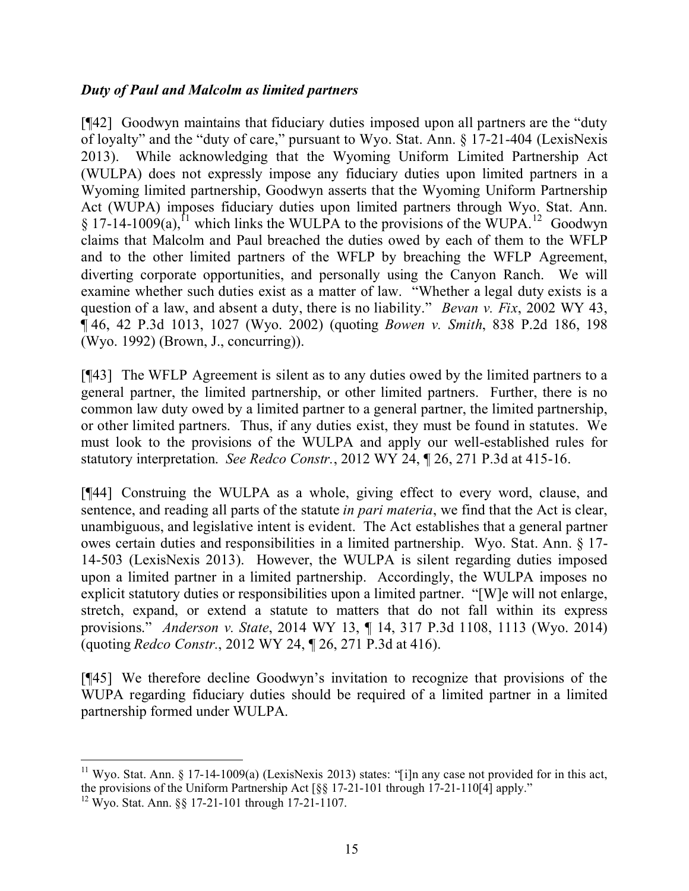***Duty of Paul and Malcolm as limited partners***

[¶42] Goodwyn maintains that fiduciary duties imposed upon all partners are the "duty of loyalty" and the "duty of care," pursuant to Wyo. Stat. Ann. § 17-21-404 (LexisNexis 2013). While acknowledging that the Wyoming Uniform Limited Partnership Act (WULPA) does not expressly impose any fiduciary duties upon limited partners in a Wyoming limited partnership, Goodwyn asserts that the Wyoming Uniform Partnership Act (WUPA) imposes fiduciary duties upon limited partners through Wyo. Stat. Ann. § 17-14-1009(a),[11] which links the WULPA to the provisions of the WUPA.[12] Goodwyn claims that Malcolm and Paul breached the duties owed by each of them to the WFLP and to the other limited partners of the WFLP by breaching the WFLP Agreement, diverting corporate opportunities, and personally using the Canyon Ranch. We will examine whether such duties exist as a matter of law. "Whether a legal duty exists is a question of a law, and absent a duty, there is no liability." *Bevan v. Fix*, 2002 WY 43, ¶ 46, 42 P.3d 1013, 1027 (Wyo. 2002) (quoting *Bowen v. Smith*, 838 P.2d 186, 198 (Wyo. 1992) (Brown, J., concurring)).

[¶43] The WFLP Agreement is silent as to any duties owed by the limited partners to a general partner, the limited partnership, or other limited partners. Further, there is no common law duty owed by a limited partner to a general partner, the limited partnership, or other limited partners. Thus, if any duties exist, they must be found in statutes. We must look to the provisions of the WULPA and apply our well-established rules for statutory interpretation. *See Redco Constr.*, 2012 WY 24, ¶ 26, 271 P.3d at 415-16.

[¶44] Construing the WULPA as a whole, giving effect to every word, clause, and sentence, and reading all parts of the statute *in pari materia*, we find that the Act is clear, unambiguous, and legislative intent is evident. The Act establishes that a general partner owes certain duties and responsibilities in a limited partnership. Wyo. Stat. Ann. § 17-14-503 (LexisNexis 2013). However, the WULPA is silent regarding duties imposed upon a limited partner in a limited partnership. Accordingly, the WULPA imposes no explicit statutory duties or responsibilities upon a limited partner. "[W]e will not enlarge, stretch, expand, or extend a statute to matters that do not fall within its express provisions." *Anderson v. State*, 2014 WY 13, ¶ 14, 317 P.3d 1108, 1113 (Wyo. 2014) (quoting *Redco Constr.*, 2012 WY 24, ¶ 26, 271 P.3d at 416).

[¶45] We therefore decline Goodwyn's invitation to recognize that provisions of the WUPA regarding fiduciary duties should be required of a limited partner in a limited partnership formed under WULPA.

---

[11] Wyo. Stat. Ann. § 17-14-1009(a) (LexisNexis 2013) states: "[i]n any case not provided for in this act, the provisions of the Uniform Partnership Act [§§ 17-21-101 through 17-21-110[4] apply."

[12] Wyo. Stat. Ann. §§ 17-21-101 through 17-21-1107.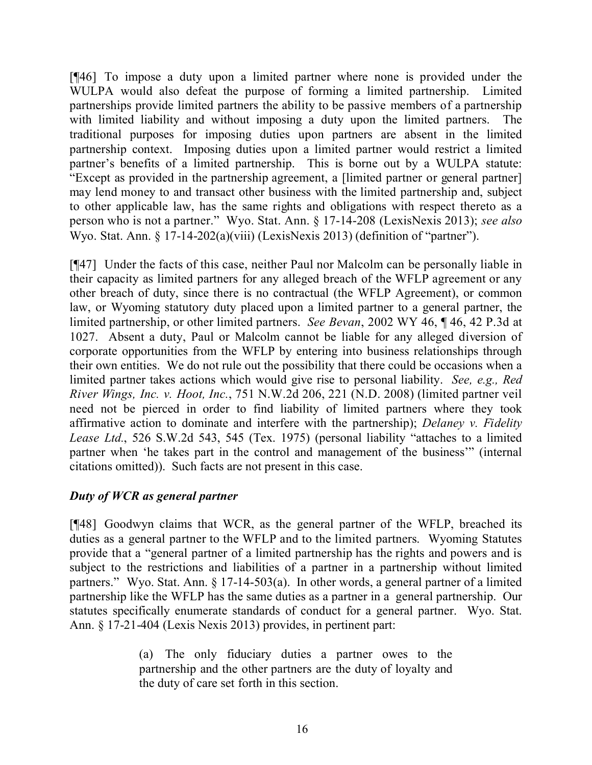[¶46] To impose a duty upon a limited partner where none is provided under the WULPA would also defeat the purpose of forming a limited partnership. Limited partnerships provide limited partners the ability to be passive members of a partnership with limited liability and without imposing a duty upon the limited partners. The traditional purposes for imposing duties upon partners are absent in the limited partnership context. Imposing duties upon a limited partner would restrict a limited partner's benefits of a limited partnership. This is borne out by a WULPA statute: "Except as provided in the partnership agreement, a [limited partner or general partner] may lend money to and transact other business with the limited partnership and, subject to other applicable law, has the same rights and obligations with respect thereto as a person who is not a partner." Wyo. Stat. Ann. § 17-14-208 (LexisNexis 2013); *see also* Wyo. Stat. Ann. § 17-14-202(a)(viii) (LexisNexis 2013) (definition of "partner").

[¶47] Under the facts of this case, neither Paul nor Malcolm can be personally liable in their capacity as limited partners for any alleged breach of the WFLP agreement or any other breach of duty, since there is no contractual (the WFLP Agreement), or common law, or Wyoming statutory duty placed upon a limited partner to a general partner, the limited partnership, or other limited partners. *See Bevan*, 2002 WY 46, ¶ 46, 42 P.3d at 1027. Absent a duty, Paul or Malcolm cannot be liable for any alleged diversion of corporate opportunities from the WFLP by entering into business relationships through their own entities. We do not rule out the possibility that there could be occasions when a limited partner takes actions which would give rise to personal liability. *See, e.g., Red River Wings, Inc. v. Hoot, Inc.*, 751 N.W.2d 206, 221 (N.D. 2008) (limited partner veil need not be pierced in order to find liability of limited partners where they took affirmative action to dominate and interfere with the partnership); *Delaney v. Fidelity Lease Ltd.*, 526 S.W.2d 543, 545 (Tex. 1975) (personal liability "attaches to a limited partner when 'he takes part in the control and management of the business'" (internal citations omitted)). Such facts are not present in this case.

### *Duty of WCR as general partner*

[¶48] Goodwyn claims that WCR, as the general partner of the WFLP, breached its duties as a general partner to the WFLP and to the limited partners. Wyoming Statutes provide that a "general partner of a limited partnership has the rights and powers and is subject to the restrictions and liabilities of a partner in a partnership without limited partners." Wyo. Stat. Ann. § 17-14-503(a). In other words, a general partner of a limited partnership like the WFLP has the same duties as a partner in a general partnership. Our statutes specifically enumerate standards of conduct for a general partner. Wyo. Stat. Ann. § 17-21-404 (Lexis Nexis 2013) provides, in pertinent part:

> (a) The only fiduciary duties a partner owes to the partnership and the other partners are the duty of loyalty and the duty of care set forth in this section.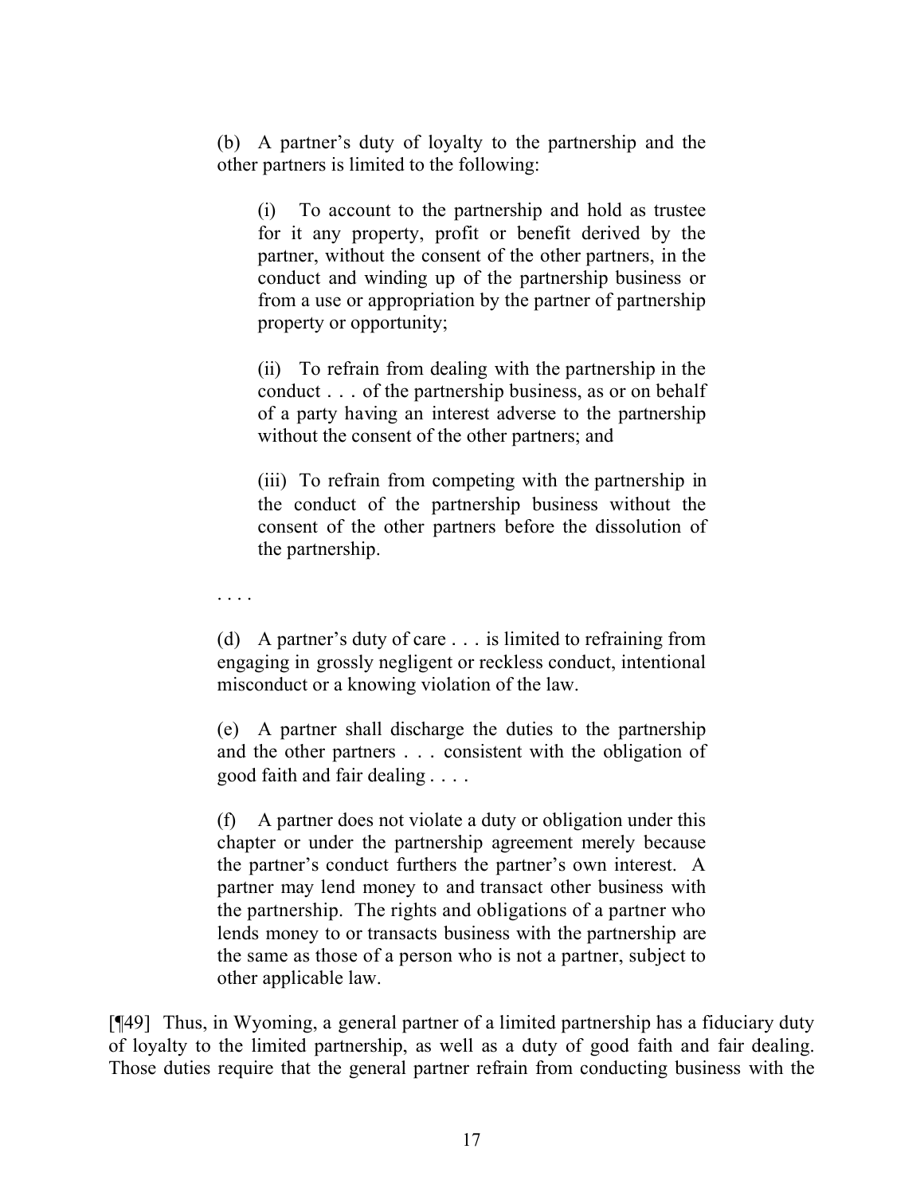> (b) A partner's duty of loyalty to the partnership and the other partners is limited to the following:
>
> > (i) To account to the partnership and hold as trustee for it any property, profit or benefit derived by the partner, without the consent of the other partners, in the conduct and winding up of the partnership business or from a use or appropriation by the partner of partnership property or opportunity;
> >
> > (ii) To refrain from dealing with the partnership in the conduct . . . of the partnership business, as or on behalf of a party having an interest adverse to the partnership without the consent of the other partners; and
> >
> > (iii) To refrain from competing with the partnership in the conduct of the partnership business without the consent of the other partners before the dissolution of the partnership.
>
> . . . .
>
> (d) A partner's duty of care . . . is limited to refraining from engaging in grossly negligent or reckless conduct, intentional misconduct or a knowing violation of the law.
>
> (e) A partner shall discharge the duties to the partnership and the other partners . . . consistent with the obligation of good faith and fair dealing . . . .
>
> (f) A partner does not violate a duty or obligation under this chapter or under the partnership agreement merely because the partner's conduct furthers the partner's own interest. A partner may lend money to and transact other business with the partnership. The rights and obligations of a partner who lends money to or transacts business with the partnership are the same as those of a person who is not a partner, subject to other applicable law.

[¶49] Thus, in Wyoming, a general partner of a limited partnership has a fiduciary duty of loyalty to the limited partnership, as well as a duty of good faith and fair dealing. Those duties require that the general partner refrain from conducting business with the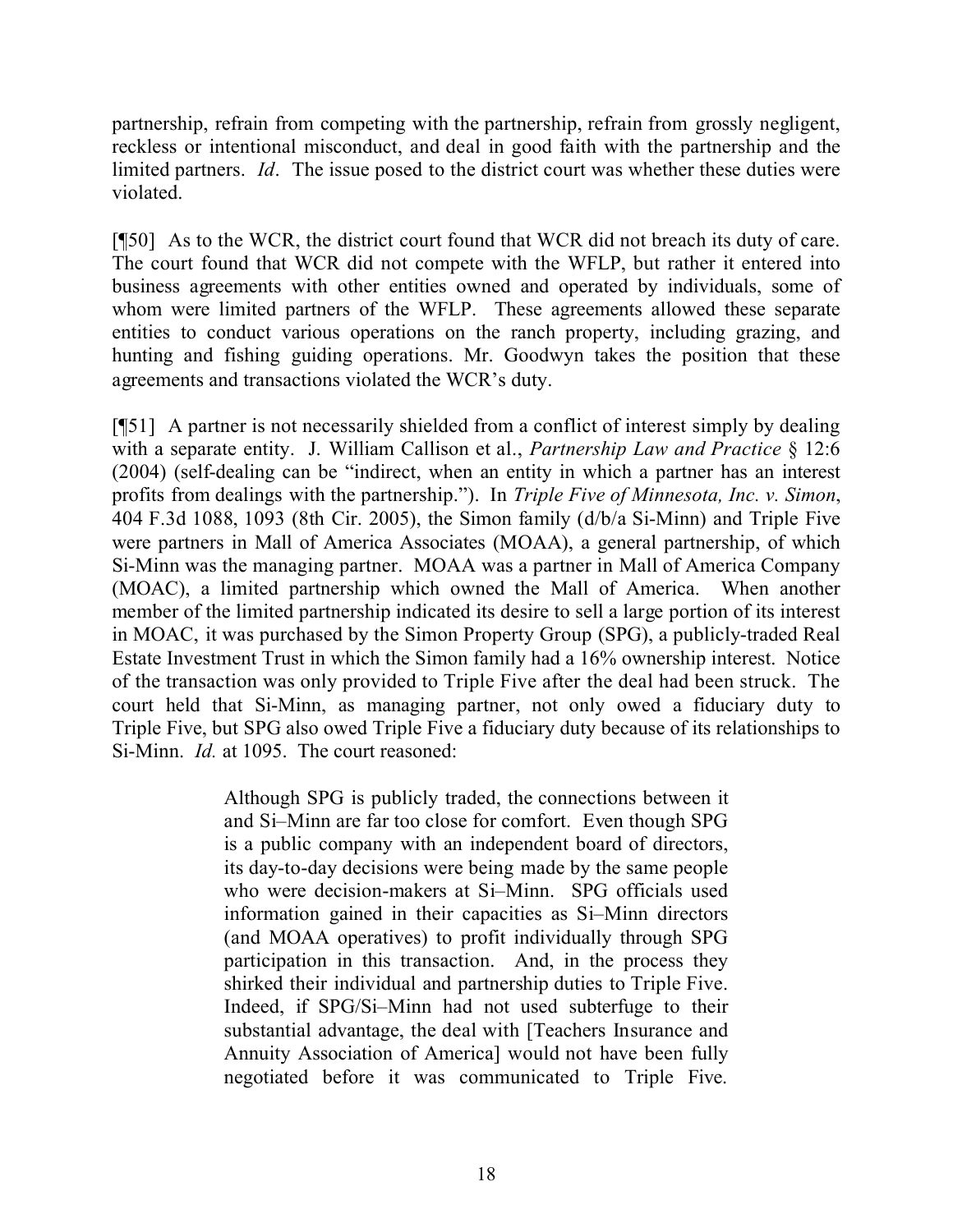partnership, refrain from competing with the partnership, refrain from grossly negligent, reckless or intentional misconduct, and deal in good faith with the partnership and the limited partners. *Id*. The issue posed to the district court was whether these duties were violated.

[¶50] As to the WCR, the district court found that WCR did not breach its duty of care. The court found that WCR did not compete with the WFLP, but rather it entered into business agreements with other entities owned and operated by individuals, some of whom were limited partners of the WFLP. These agreements allowed these separate entities to conduct various operations on the ranch property, including grazing, and hunting and fishing guiding operations. Mr. Goodwyn takes the position that these agreements and transactions violated the WCR's duty.

[¶51] A partner is not necessarily shielded from a conflict of interest simply by dealing with a separate entity. J. William Callison et al., *Partnership Law and Practice* § 12:6 (2004) (self-dealing can be "indirect, when an entity in which a partner has an interest profits from dealings with the partnership."). In *Triple Five of Minnesota, Inc. v. Simon*, 404 F.3d 1088, 1093 (8th Cir. 2005), the Simon family (d/b/a Si-Minn) and Triple Five were partners in Mall of America Associates (MOAA), a general partnership, of which Si-Minn was the managing partner. MOAA was a partner in Mall of America Company (MOAC), a limited partnership which owned the Mall of America. When another member of the limited partnership indicated its desire to sell a large portion of its interest in MOAC, it was purchased by the Simon Property Group (SPG), a publicly-traded Real Estate Investment Trust in which the Simon family had a 16% ownership interest. Notice of the transaction was only provided to Triple Five after the deal had been struck. The court held that Si-Minn, as managing partner, not only owed a fiduciary duty to Triple Five, but SPG also owed Triple Five a fiduciary duty because of its relationships to Si-Minn. *Id.* at 1095. The court reasoned:

> Although SPG is publicly traded, the connections between it and Si–Minn are far too close for comfort. Even though SPG is a public company with an independent board of directors, its day-to-day decisions were being made by the same people who were decision-makers at Si–Minn. SPG officials used information gained in their capacities as Si–Minn directors (and MOAA operatives) to profit individually through SPG participation in this transaction. And, in the process they shirked their individual and partnership duties to Triple Five. Indeed, if SPG/Si–Minn had not used subterfuge to their substantial advantage, the deal with [Teachers Insurance and Annuity Association of America] would not have been fully negotiated before it was communicated to Triple Five.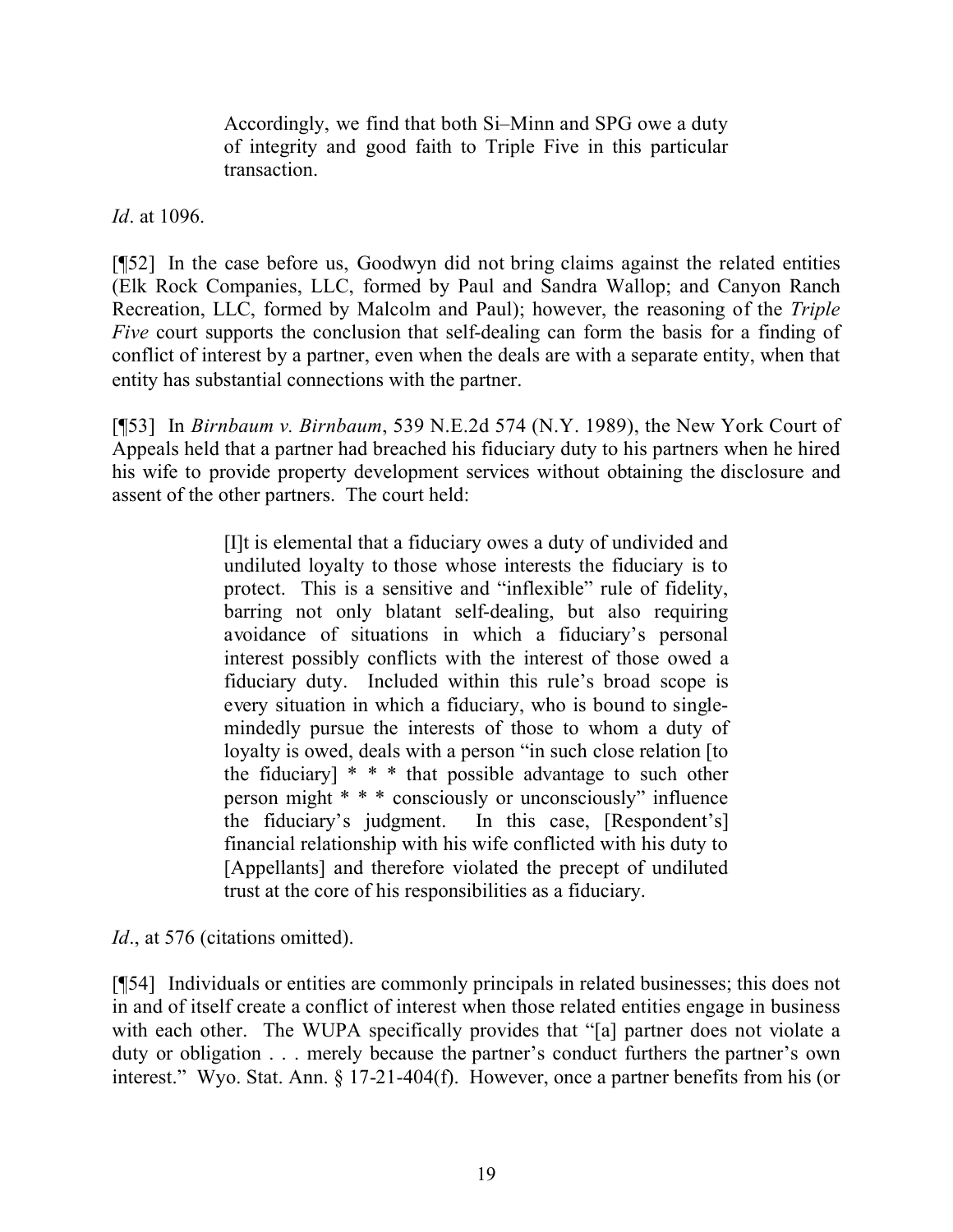> Accordingly, we find that both Si–Minn and SPG owe a duty of integrity and good faith to Triple Five in this particular transaction.

*Id*. at 1096.

[¶52] In the case before us, Goodwyn did not bring claims against the related entities (Elk Rock Companies, LLC, formed by Paul and Sandra Wallop; and Canyon Ranch Recreation, LLC, formed by Malcolm and Paul); however, the reasoning of the *Triple Five* court supports the conclusion that self-dealing can form the basis for a finding of conflict of interest by a partner, even when the deals are with a separate entity, when that entity has substantial connections with the partner.

[¶53] In *Birnbaum v. Birnbaum*, 539 N.E.2d 574 (N.Y. 1989), the New York Court of Appeals held that a partner had breached his fiduciary duty to his partners when he hired his wife to provide property development services without obtaining the disclosure and assent of the other partners. The court held:

> [I]t is elemental that a fiduciary owes a duty of undivided and undiluted loyalty to those whose interests the fiduciary is to protect. This is a sensitive and "inflexible" rule of fidelity, barring not only blatant self-dealing, but also requiring avoidance of situations in which a fiduciary's personal interest possibly conflicts with the interest of those owed a fiduciary duty. Included within this rule's broad scope is every situation in which a fiduciary, who is bound to single-mindedly pursue the interests of those to whom a duty of loyalty is owed, deals with a person "in such close relation [to the fiduciary] * * * that possible advantage to such other person might * * * consciously or unconsciously" influence the fiduciary's judgment. In this case, [Respondent's] financial relationship with his wife conflicted with his duty to [Appellants] and therefore violated the precept of undiluted trust at the core of his responsibilities as a fiduciary.

*Id*., at 576 (citations omitted).

[¶54] Individuals or entities are commonly principals in related businesses; this does not in and of itself create a conflict of interest when those related entities engage in business with each other. The WUPA specifically provides that "[a] partner does not violate a duty or obligation . . . merely because the partner's conduct furthers the partner's own interest." Wyo. Stat. Ann. § 17-21-404(f). However, once a partner benefits from his (or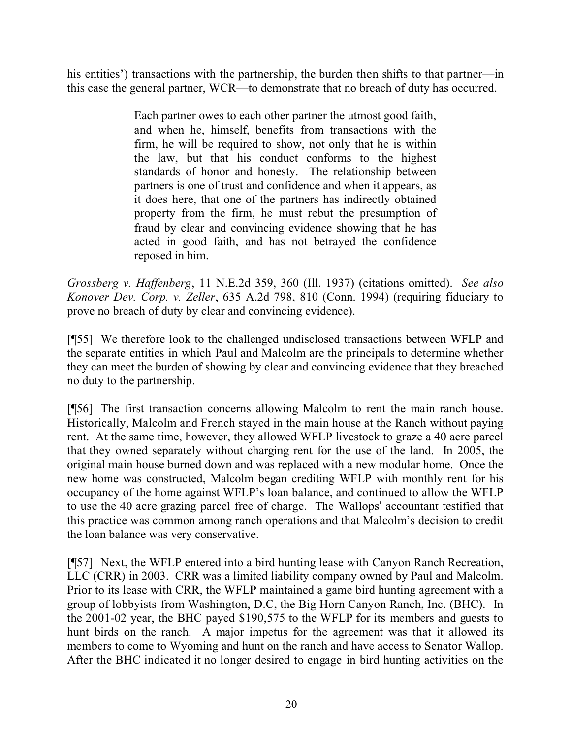his entities') transactions with the partnership, the burden then shifts to that partner—in this case the general partner, WCR—to demonstrate that no breach of duty has occurred.

> Each partner owes to each other partner the utmost good faith, and when he, himself, benefits from transactions with the firm, he will be required to show, not only that he is within the law, but that his conduct conforms to the highest standards of honor and honesty. The relationship between partners is one of trust and confidence and when it appears, as it does here, that one of the partners has indirectly obtained property from the firm, he must rebut the presumption of fraud by clear and convincing evidence showing that he has acted in good faith, and has not betrayed the confidence reposed in him.

*Grossberg v. Haffenberg*, 11 N.E.2d 359, 360 (Ill. 1937) (citations omitted). *See also Konover Dev. Corp. v. Zeller*, 635 A.2d 798, 810 (Conn. 1994) (requiring fiduciary to prove no breach of duty by clear and convincing evidence).

[¶55] We therefore look to the challenged undisclosed transactions between WFLP and the separate entities in which Paul and Malcolm are the principals to determine whether they can meet the burden of showing by clear and convincing evidence that they breached no duty to the partnership.

[¶56] The first transaction concerns allowing Malcolm to rent the main ranch house. Historically, Malcolm and French stayed in the main house at the Ranch without paying rent. At the same time, however, they allowed WFLP livestock to graze a 40 acre parcel that they owned separately without charging rent for the use of the land. In 2005, the original main house burned down and was replaced with a new modular home. Once the new home was constructed, Malcolm began crediting WFLP with monthly rent for his occupancy of the home against WFLP's loan balance, and continued to allow the WFLP to use the 40 acre grazing parcel free of charge. The Wallops' accountant testified that this practice was common among ranch operations and that Malcolm's decision to credit the loan balance was very conservative.

[¶57] Next, the WFLP entered into a bird hunting lease with Canyon Ranch Recreation, LLC (CRR) in 2003. CRR was a limited liability company owned by Paul and Malcolm. Prior to its lease with CRR, the WFLP maintained a game bird hunting agreement with a group of lobbyists from Washington, D.C, the Big Horn Canyon Ranch, Inc. (BHC). In the 2001-02 year, the BHC payed $190,575 to the WFLP for its members and guests to hunt birds on the ranch. A major impetus for the agreement was that it allowed its members to come to Wyoming and hunt on the ranch and have access to Senator Wallop. After the BHC indicated it no longer desired to engage in bird hunting activities on the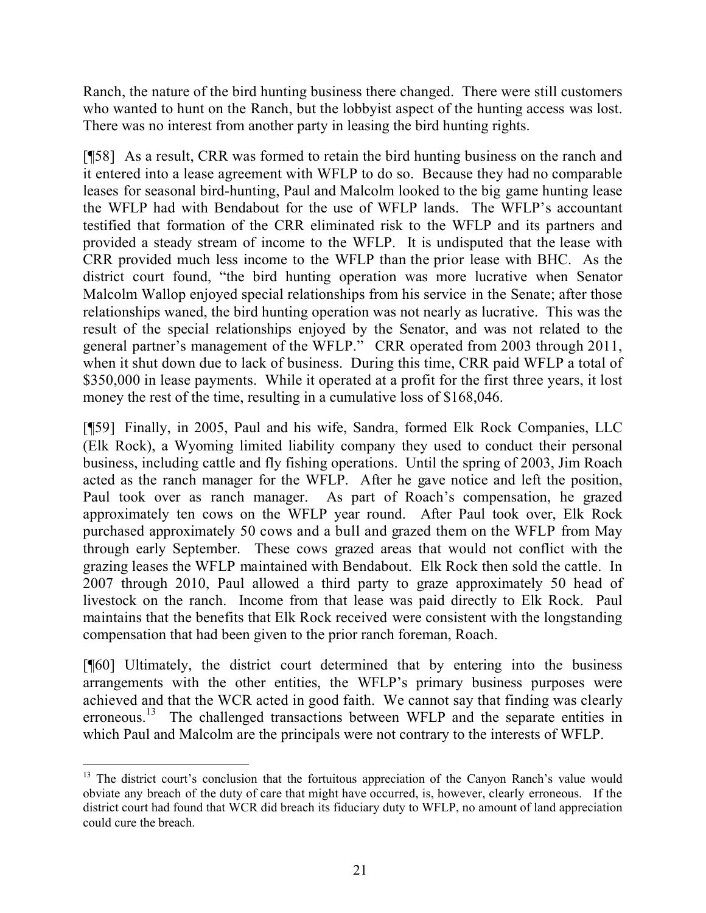Ranch, the nature of the bird hunting business there changed. There were still customers who wanted to hunt on the Ranch, but the lobbyist aspect of the hunting access was lost. There was no interest from another party in leasing the bird hunting rights.

[¶58] As a result, CRR was formed to retain the bird hunting business on the ranch and it entered into a lease agreement with WFLP to do so. Because they had no comparable leases for seasonal bird-hunting, Paul and Malcolm looked to the big game hunting lease the WFLP had with Bendabout for the use of WFLP lands. The WFLP's accountant testified that formation of the CRR eliminated risk to the WFLP and its partners and provided a steady stream of income to the WFLP. It is undisputed that the lease with CRR provided much less income to the WFLP than the prior lease with BHC. As the district court found, "the bird hunting operation was more lucrative when Senator Malcolm Wallop enjoyed special relationships from his service in the Senate; after those relationships waned, the bird hunting operation was not nearly as lucrative. This was the result of the special relationships enjoyed by the Senator, and was not related to the general partner's management of the WFLP." CRR operated from 2003 through 2011, when it shut down due to lack of business. During this time, CRR paid WFLP a total of $350,000 in lease payments. While it operated at a profit for the first three years, it lost money the rest of the time, resulting in a cumulative loss of $168,046.

[¶59] Finally, in 2005, Paul and his wife, Sandra, formed Elk Rock Companies, LLC (Elk Rock), a Wyoming limited liability company they used to conduct their personal business, including cattle and fly fishing operations. Until the spring of 2003, Jim Roach acted as the ranch manager for the WFLP. After he gave notice and left the position, Paul took over as ranch manager. As part of Roach's compensation, he grazed approximately ten cows on the WFLP year round. After Paul took over, Elk Rock purchased approximately 50 cows and a bull and grazed them on the WFLP from May through early September. These cows grazed areas that would not conflict with the grazing leases the WFLP maintained with Bendabout. Elk Rock then sold the cattle. In 2007 through 2010, Paul allowed a third party to graze approximately 50 head of livestock on the ranch. Income from that lease was paid directly to Elk Rock. Paul maintains that the benefits that Elk Rock received were consistent with the longstanding compensation that had been given to the prior ranch foreman, Roach.

[¶60] Ultimately, the district court determined that by entering into the business arrangements with the other entities, the WFLP's primary business purposes were achieved and that the WCR acted in good faith. We cannot say that finding was clearly erroneous.[13] The challenged transactions between WFLP and the separate entities in which Paul and Malcolm are the principals were not contrary to the interests of WFLP.

---

[13] The district court's conclusion that the fortuitous appreciation of the Canyon Ranch's value would obviate any breach of the duty of care that might have occurred, is, however, clearly erroneous. If the district court had found that WCR did breach its fiduciary duty to WFLP, no amount of land appreciation could cure the breach.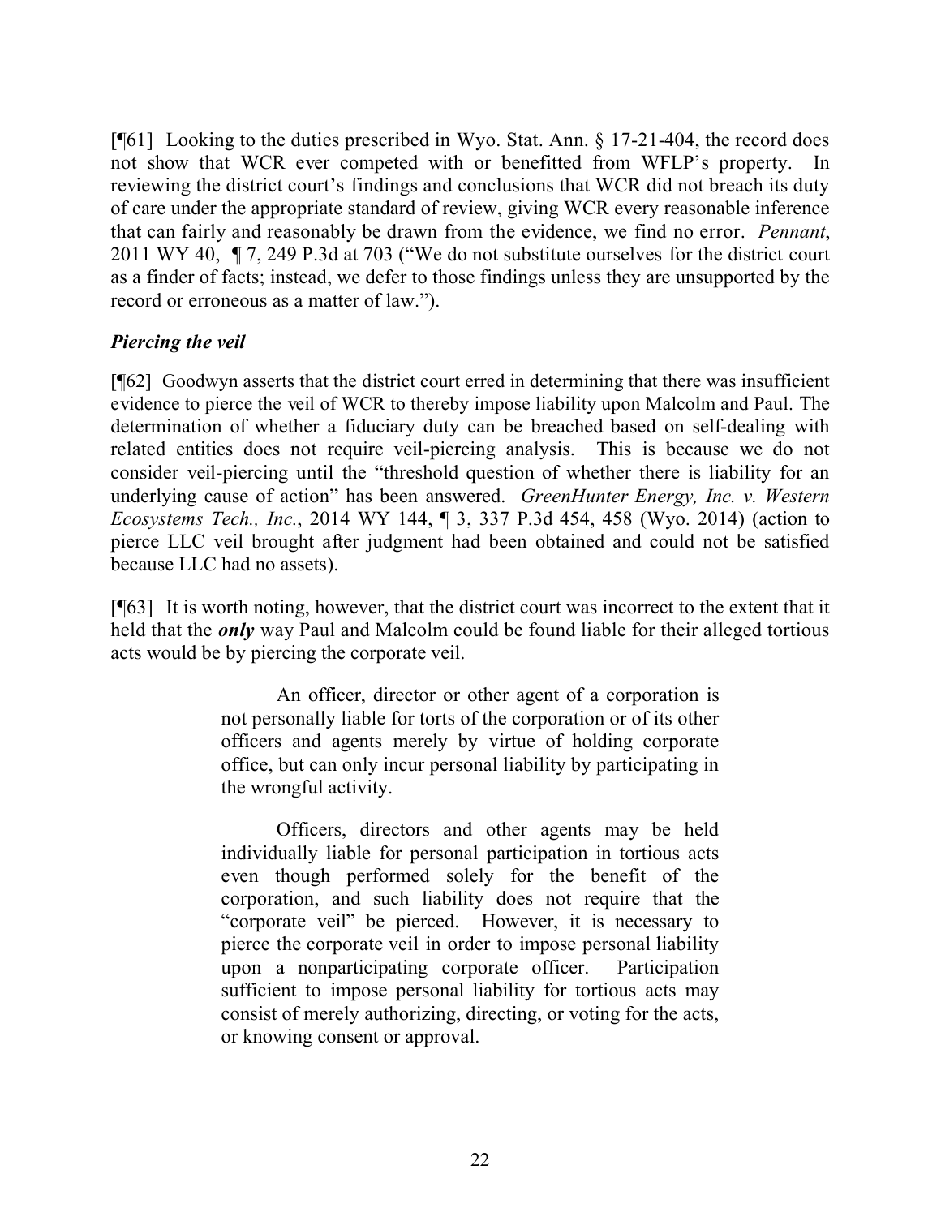[¶61] Looking to the duties prescribed in Wyo. Stat. Ann. § 17-21-404, the record does not show that WCR ever competed with or benefitted from WFLP's property. In reviewing the district court's findings and conclusions that WCR did not breach its duty of care under the appropriate standard of review, giving WCR every reasonable inference that can fairly and reasonably be drawn from the evidence, we find no error. *Pennant*, 2011 WY 40, ¶ 7, 249 P.3d at 703 ("We do not substitute ourselves for the district court as a finder of facts; instead, we defer to those findings unless they are unsupported by the record or erroneous as a matter of law.").

### *Piercing the veil*

[¶62] Goodwyn asserts that the district court erred in determining that there was insufficient evidence to pierce the veil of WCR to thereby impose liability upon Malcolm and Paul. The determination of whether a fiduciary duty can be breached based on self-dealing with related entities does not require veil-piercing analysis. This is because we do not consider veil-piercing until the "threshold question of whether there is liability for an underlying cause of action" has been answered. *GreenHunter Energy, Inc. v. Western Ecosystems Tech., Inc.*, 2014 WY 144, ¶ 3, 337 P.3d 454, 458 (Wyo. 2014) (action to pierce LLC veil brought after judgment had been obtained and could not be satisfied because LLC had no assets).

[¶63] It is worth noting, however, that the district court was incorrect to the extent that it held that the ***only*** way Paul and Malcolm could be found liable for their alleged tortious acts would be by piercing the corporate veil.

> An officer, director or other agent of a corporation is not personally liable for torts of the corporation or of its other officers and agents merely by virtue of holding corporate office, but can only incur personal liability by participating in the wrongful activity.
>
> Officers, directors and other agents may be held individually liable for personal participation in tortious acts even though performed solely for the benefit of the corporation, and such liability does not require that the "corporate veil" be pierced. However, it is necessary to pierce the corporate veil in order to impose personal liability upon a nonparticipating corporate officer. Participation sufficient to impose personal liability for tortious acts may consist of merely authorizing, directing, or voting for the acts, or knowing consent or approval.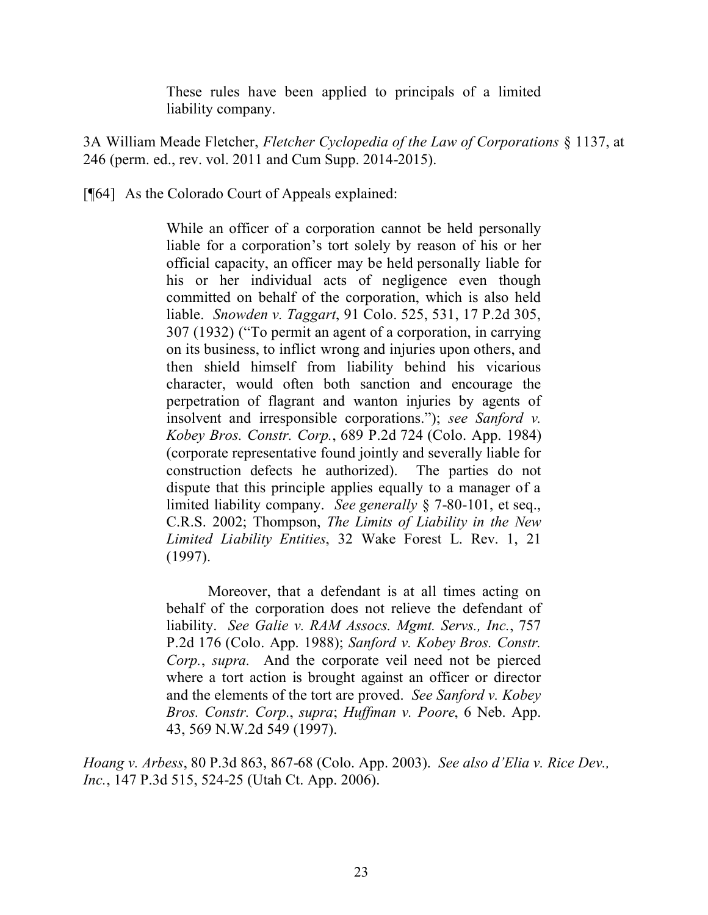> These rules have been applied to principals of a limited liability company.

3A William Meade Fletcher, *Fletcher Cyclopedia of the Law of Corporations* § 1137, at 246 (perm. ed., rev. vol. 2011 and Cum Supp. 2014-2015).

[¶64] As the Colorado Court of Appeals explained:

> While an officer of a corporation cannot be held personally liable for a corporation's tort solely by reason of his or her official capacity, an officer may be held personally liable for his or her individual acts of negligence even though committed on behalf of the corporation, which is also held liable. *Snowden v. Taggart*, 91 Colo. 525, 531, 17 P.2d 305, 307 (1932) ("To permit an agent of a corporation, in carrying on its business, to inflict wrong and injuries upon others, and then shield himself from liability behind his vicarious character, would often both sanction and encourage the perpetration of flagrant and wanton injuries by agents of insolvent and irresponsible corporations."); *see Sanford v. Kobey Bros. Constr. Corp.*, 689 P.2d 724 (Colo. App. 1984) (corporate representative found jointly and severally liable for construction defects he authorized). The parties do not dispute that this principle applies equally to a manager of a limited liability company. *See generally* § 7-80-101, et seq., C.R.S. 2002; Thompson, *The Limits of Liability in the New Limited Liability Entities*, 32 Wake Forest L. Rev. 1, 21 (1997).
>
> Moreover, that a defendant is at all times acting on behalf of the corporation does not relieve the defendant of liability. *See Galie v. RAM Assocs. Mgmt. Servs., Inc.*, 757 P.2d 176 (Colo. App. 1988); *Sanford v. Kobey Bros. Constr. Corp.*, *supra.* And the corporate veil need not be pierced where a tort action is brought against an officer or director and the elements of the tort are proved. *See Sanford v. Kobey Bros. Constr. Corp.*, *supra*; *Huffman v. Poore*, 6 Neb. App. 43, 569 N.W.2d 549 (1997).

*Hoang v. Arbess*, 80 P.3d 863, 867-68 (Colo. App. 2003). *See also d'Elia v. Rice Dev., Inc.*, 147 P.3d 515, 524-25 (Utah Ct. App. 2006).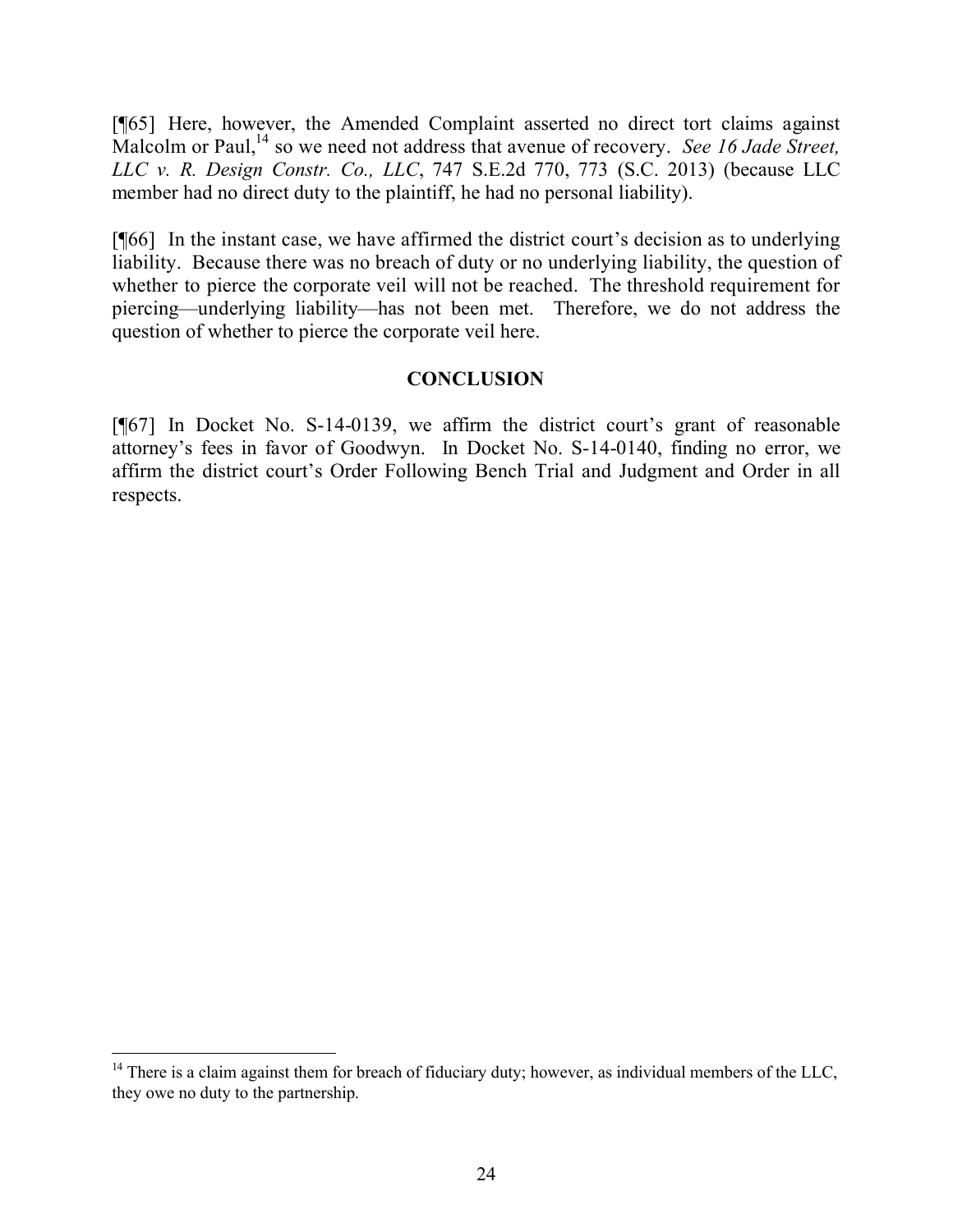[¶65] Here, however, the Amended Complaint asserted no direct tort claims against Malcolm or Paul,[14] so we need not address that avenue of recovery. *See 16 Jade Street, LLC v. R. Design Constr. Co., LLC*, 747 S.E.2d 770, 773 (S.C. 2013) (because LLC member had no direct duty to the plaintiff, he had no personal liability).

[¶66] In the instant case, we have affirmed the district court's decision as to underlying liability. Because there was no breach of duty or no underlying liability, the question of whether to pierce the corporate veil will not be reached. The threshold requirement for piercing—underlying liability—has not been met. Therefore, we do not address the question of whether to pierce the corporate veil here.

## CONCLUSION

[¶67] In Docket No. S-14-0139, we affirm the district court's grant of reasonable attorney's fees in favor of Goodwyn. In Docket No. S-14-0140, finding no error, we affirm the district court's Order Following Bench Trial and Judgment and Order in all respects.

---

[14] There is a claim against them for breach of fiduciary duty; however, as individual members of the LLC, they owe no duty to the partnership.